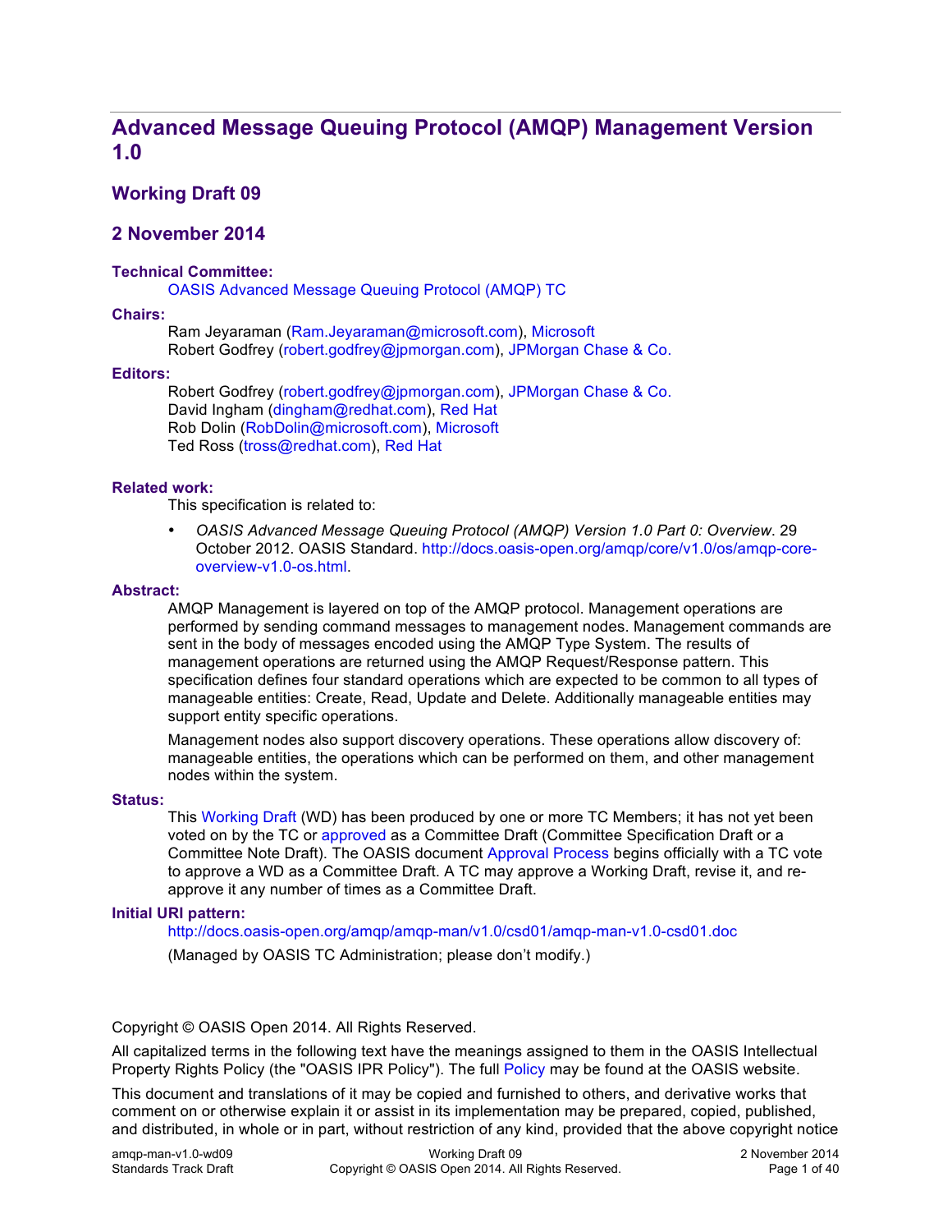# Advanced Message Queuing Protocol (AMQP) Management Version 1.0

## Working Draft 09

## 2 November 2014

**Technical Committee:**

OASIS Advanced Message Queuing Protocol (AMQP) TC

**Chairs:**

Ram Jeyaraman (Ram.Jeyaraman@microsoft.com), Microsoft
Robert Godfrey (robert.godfrey@jpmorgan.com), JPMorgan Chase & Co.

**Editors:**

Robert Godfrey (robert.godfrey@jpmorgan.com), JPMorgan Chase & Co.
David Ingham (dingham@redhat.com), Red Hat
Rob Dolin (RobDolin@microsoft.com), Microsoft
Ted Ross (tross@redhat.com), Red Hat

**Related work:**

This specification is related to:

- *OASIS Advanced Message Queuing Protocol (AMQP) Version 1.0 Part 0: Overview*. 29 October 2012. OASIS Standard. http://docs.oasis-open.org/amqp/core/v1.0/os/amqp-core-overview-v1.0-os.html.

**Abstract:**

AMQP Management is layered on top of the AMQP protocol. Management operations are performed by sending command messages to management nodes. Management commands are sent in the body of messages encoded using the AMQP Type System. The results of management operations are returned using the AMQP Request/Response pattern. This specification defines four standard operations which are expected to be common to all types of manageable entities: Create, Read, Update and Delete. Additionally manageable entities may support entity specific operations.

Management nodes also support discovery operations. These operations allow discovery of: manageable entities, the operations which can be performed on them, and other management nodes within the system.

**Status:**

This Working Draft (WD) has been produced by one or more TC Members; it has not yet been voted on by the TC or approved as a Committee Draft (Committee Specification Draft or a Committee Note Draft). The OASIS document Approval Process begins officially with a TC vote to approve a WD as a Committee Draft. A TC may approve a Working Draft, revise it, and re-approve it any number of times as a Committee Draft.

**Initial URI pattern:**

http://docs.oasis-open.org/amqp/amqp-man/v1.0/csd01/amqp-man-v1.0-csd01.doc

(Managed by OASIS TC Administration; please don't modify.)

Copyright © OASIS Open 2014. All Rights Reserved.

All capitalized terms in the following text have the meanings assigned to them in the OASIS Intellectual Property Rights Policy (the "OASIS IPR Policy"). The full Policy may be found at the OASIS website.

This document and translations of it may be copied and furnished to others, and derivative works that comment on or otherwise explain it or assist in its implementation may be prepared, copied, published, and distributed, in whole or in part, without restriction of any kind, provided that the above copyright notice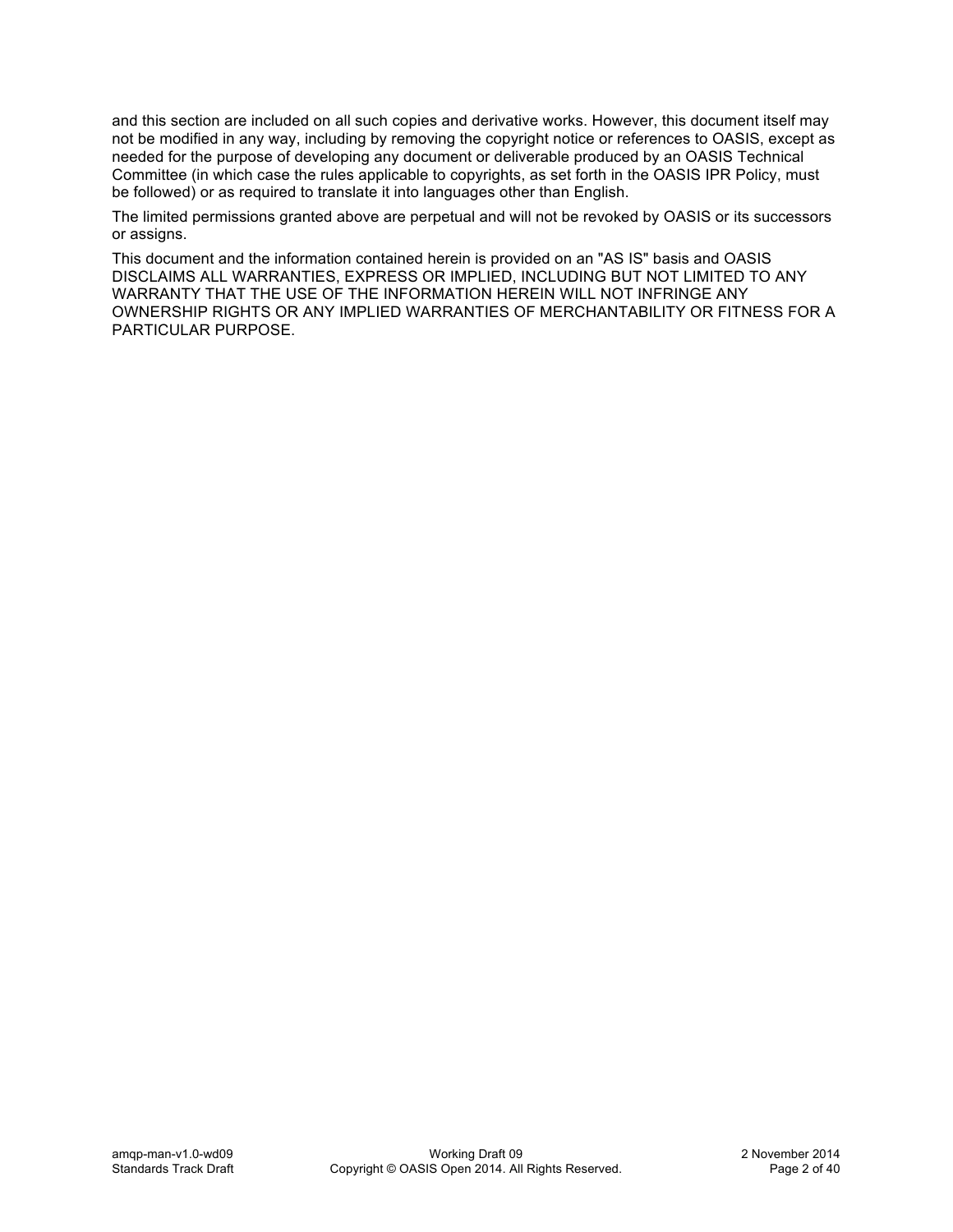and this section are included on all such copies and derivative works. However, this document itself may not be modified in any way, including by removing the copyright notice or references to OASIS, except as needed for the purpose of developing any document or deliverable produced by an OASIS Technical Committee (in which case the rules applicable to copyrights, as set forth in the OASIS IPR Policy, must be followed) or as required to translate it into languages other than English.

The limited permissions granted above are perpetual and will not be revoked by OASIS or its successors or assigns.

This document and the information contained herein is provided on an "AS IS" basis and OASIS DISCLAIMS ALL WARRANTIES, EXPRESS OR IMPLIED, INCLUDING BUT NOT LIMITED TO ANY WARRANTY THAT THE USE OF THE INFORMATION HEREIN WILL NOT INFRINGE ANY OWNERSHIP RIGHTS OR ANY IMPLIED WARRANTIES OF MERCHANTABILITY OR FITNESS FOR A PARTICULAR PURPOSE.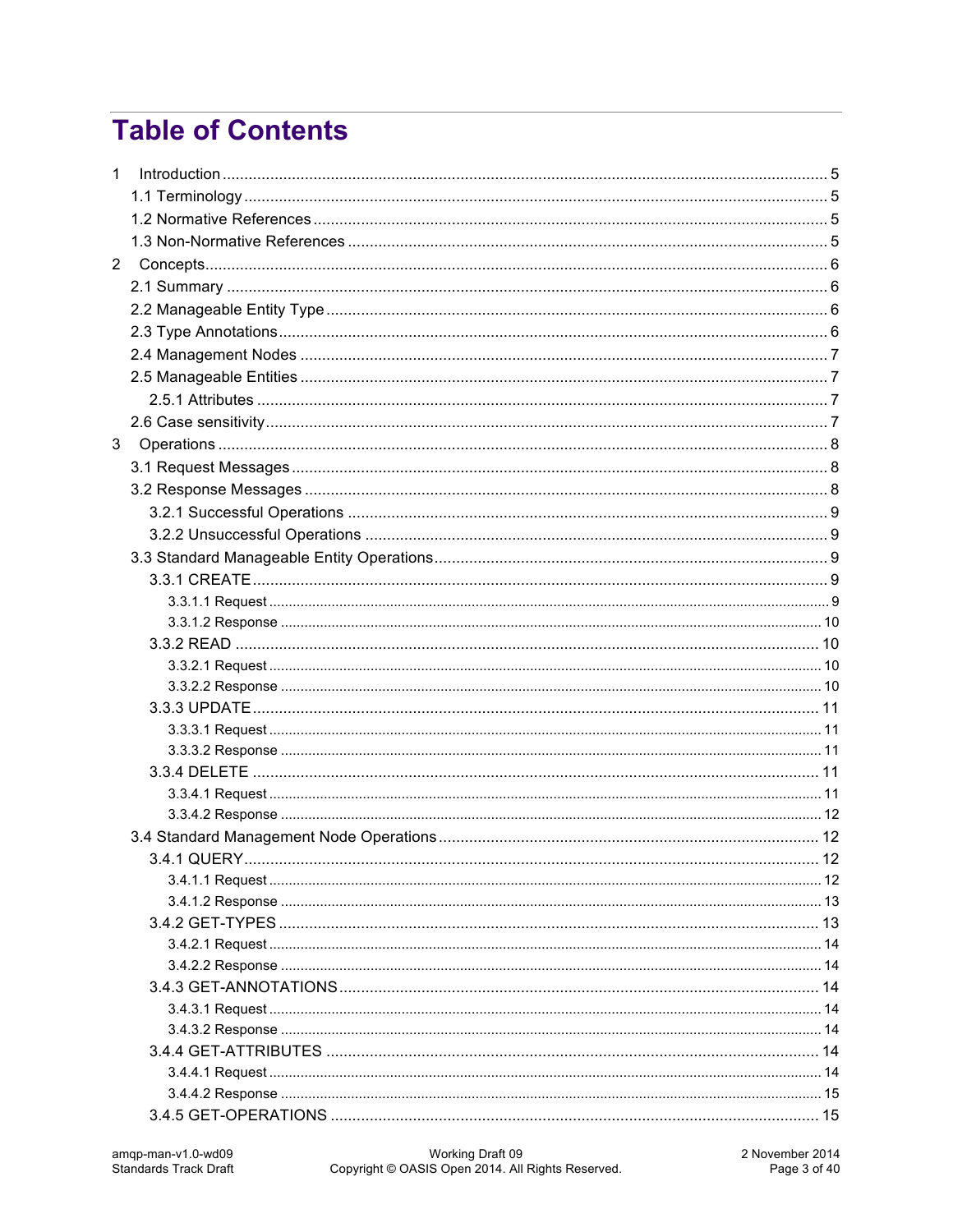# Table of Contents

1 Introduction ........................................................................................................ 5
  1.1 Terminology ..................................................................................................... 5
  1.2 Normative References ..................................................................................... 5
  1.3 Non-Normative References ............................................................................. 5
2 Concepts ............................................................................................................. 6
  2.1 Summary ......................................................................................................... 6
  2.2 Manageable Entity Type .................................................................................. 6
  2.3 Type Annotations ............................................................................................ 6
  2.4 Management Nodes ........................................................................................ 7
  2.5 Manageable Entities ........................................................................................ 7
    2.5.1 Attributes .................................................................................................. 7
  2.6 Case sensitivity ................................................................................................ 7
3 Operations ........................................................................................................... 8
  3.1 Request Messages ........................................................................................... 8
  3.2 Response Messages ........................................................................................ 8
    3.2.1 Successful Operations .............................................................................. 9
    3.2.2 Unsuccessful Operations .......................................................................... 9
  3.3 Standard Manageable Entity Operations ......................................................... 9
    3.3.1 CREATE .................................................................................................... 9
      3.3.1.1 Request ............................................................................................... 9
      3.3.1.2 Response ........................................................................................... 10
    3.3.2 READ ...................................................................................................... 10
      3.3.2.1 Request ............................................................................................. 10
      3.3.2.2 Response ........................................................................................... 10
    3.3.3 UPDATE .................................................................................................. 11
      3.3.3.1 Request ............................................................................................. 11
      3.3.3.2 Response ........................................................................................... 11
    3.3.4 DELETE .................................................................................................. 11
      3.3.4.1 Request ............................................................................................. 11
      3.3.4.2 Response ........................................................................................... 12
  3.4 Standard Management Node Operations ....................................................... 12
    3.4.1 QUERY .................................................................................................... 12
      3.4.1.1 Request ............................................................................................. 12
      3.4.1.2 Response ........................................................................................... 13
    3.4.2 GET-TYPES ............................................................................................ 13
      3.4.2.1 Request ............................................................................................. 14
      3.4.2.2 Response ........................................................................................... 14
    3.4.3 GET-ANNOTATIONS ............................................................................... 14
      3.4.3.1 Request ............................................................................................. 14
      3.4.3.2 Response ........................................................................................... 14
    3.4.4 GET-ATTRIBUTES .................................................................................. 14
      3.4.4.1 Request ............................................................................................. 14
      3.4.4.2 Response ........................................................................................... 15
    3.4.5 GET-OPERATIONS ................................................................................. 15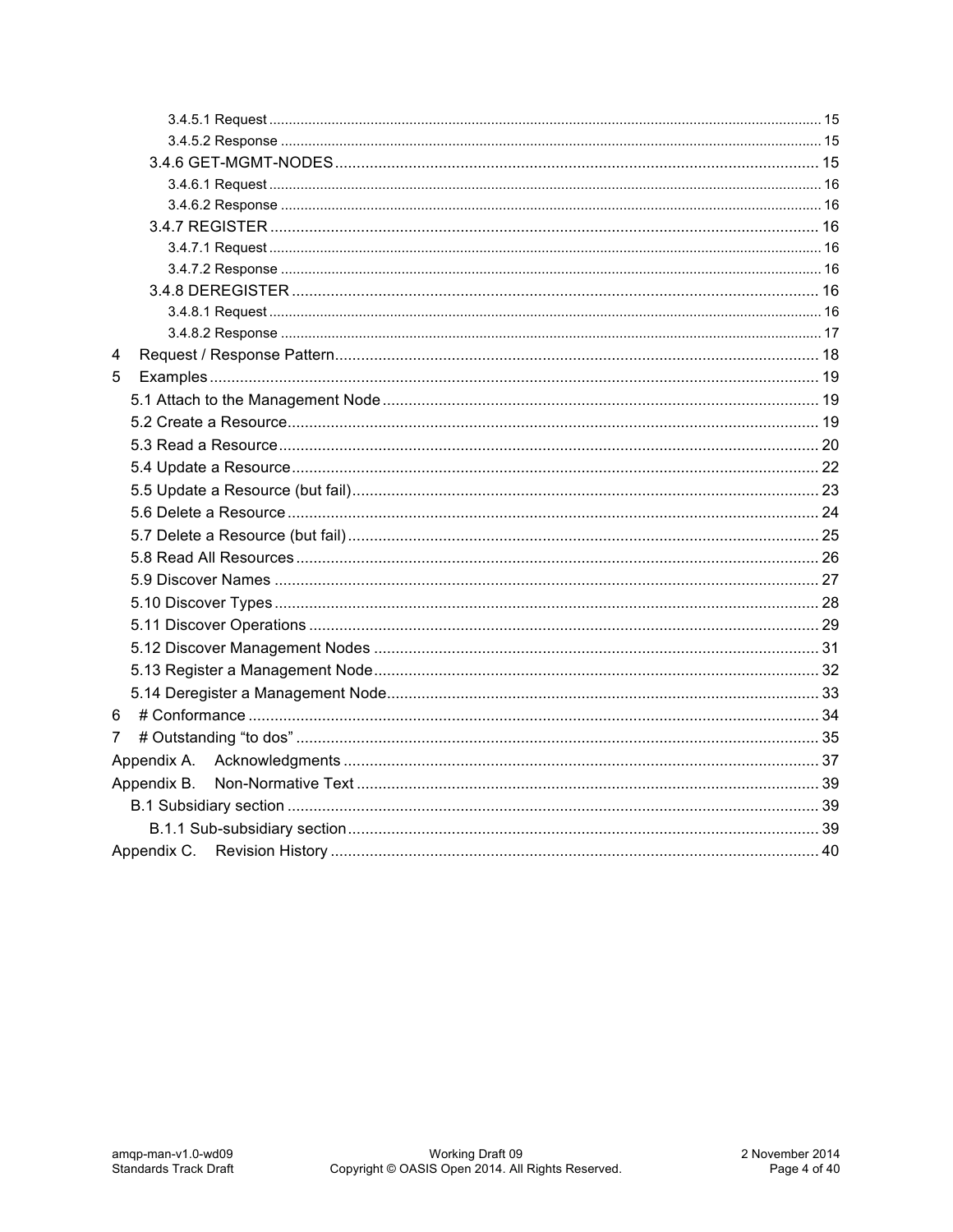3.4.5.1 Request ... 15
3.4.5.2 Response ... 15
3.4.6 GET-MGMT-NODES ... 15
3.4.6.1 Request ... 16
3.4.6.2 Response ... 16
3.4.7 REGISTER ... 16
3.4.7.1 Request ... 16
3.4.7.2 Response ... 16
3.4.8 DEREGISTER ... 16
3.4.8.1 Request ... 16
3.4.8.2 Response ... 17
4 Request / Response Pattern ... 18
5 Examples ... 19
5.1 Attach to the Management Node ... 19
5.2 Create a Resource ... 19
5.3 Read a Resource ... 20
5.4 Update a Resource ... 22
5.5 Update a Resource (but fail) ... 23
5.6 Delete a Resource ... 24
5.7 Delete a Resource (but fail) ... 25
5.8 Read All Resources ... 26
5.9 Discover Names ... 27
5.10 Discover Types ... 28
5.11 Discover Operations ... 29
5.12 Discover Management Nodes ... 31
5.13 Register a Management Node ... 32
5.14 Deregister a Management Node ... 33
6 # Conformance ... 34
7 # Outstanding “to dos” ... 35
Appendix A. Acknowledgments ... 37
Appendix B. Non-Normative Text ... 39
B.1 Subsidiary section ... 39
B.1.1 Sub-subsidiary section ... 39
Appendix C. Revision History ... 40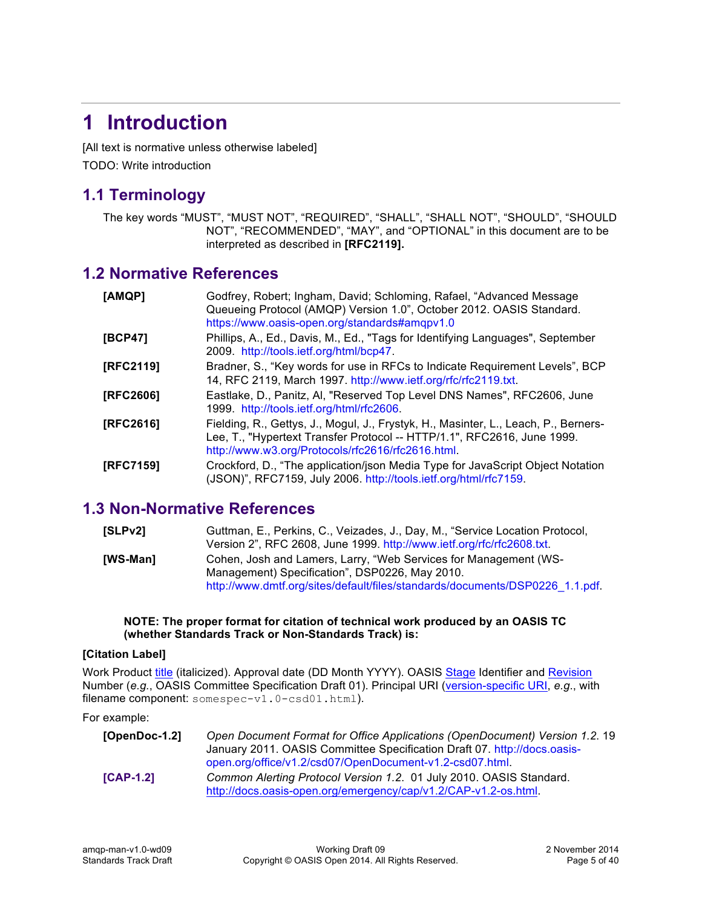# 1 Introduction

[All text is normative unless otherwise labeled]

TODO: Write introduction

## 1.1 Terminology

The key words "MUST", "MUST NOT", "REQUIRED", "SHALL", "SHALL NOT", "SHOULD", "SHOULD NOT", "RECOMMENDED", "MAY", and "OPTIONAL" in this document are to be interpreted as described in **[RFC2119].**

## 1.2 Normative References

**[AMQP]** Godfrey, Robert; Ingham, David; Schloming, Rafael, "Advanced Message Queueing Protocol (AMQP) Version 1.0", October 2012. OASIS Standard. https://www.oasis-open.org/standards#amqpv1.0

**[BCP47]** Phillips, A., Ed., Davis, M., Ed., "Tags for Identifying Languages", September 2009. http://tools.ietf.org/html/bcp47.

**[RFC2119]** Bradner, S., "Key words for use in RFCs to Indicate Requirement Levels", BCP 14, RFC 2119, March 1997. http://www.ietf.org/rfc/rfc2119.txt.

**[RFC2606]** Eastlake, D., Panitz, Al, "Reserved Top Level DNS Names", RFC2606, June 1999. http://tools.ietf.org/html/rfc2606.

**[RFC2616]** Fielding, R., Gettys, J., Mogul, J., Frystyk, H., Masinter, L., Leach, P., Berners-Lee, T., "Hypertext Transfer Protocol -- HTTP/1.1", RFC2616, June 1999. http://www.w3.org/Protocols/rfc2616/rfc2616.html.

**[RFC7159]** Crockford, D., "The application/json Media Type for JavaScript Object Notation (JSON)", RFC7159, July 2006. http://tools.ietf.org/html/rfc7159.

## 1.3 Non-Normative References

**[SLPv2]** Guttman, E., Perkins, C., Veizades, J., Day, M., "Service Location Protocol, Version 2", RFC 2608, June 1999. http://www.ietf.org/rfc/rfc2608.txt.

**[WS-Man]** Cohen, Josh and Lamers, Larry, "Web Services for Management (WS-Management) Specification", DSP0226, May 2010. http://www.dmtf.org/sites/default/files/standards/documents/DSP0226_1.1.pdf.

**NOTE: The proper format for citation of technical work produced by an OASIS TC (whether Standards Track or Non-Standards Track) is:**

**[Citation Label]**

Work Product title (italicized). Approval date (DD Month YYYY). OASIS Stage Identifier and Revision Number (*e.g.*, OASIS Committee Specification Draft 01). Principal URI (version-specific URI, *e.g.*, with filename component: `somespec-v1.0-csd01.html`).

For example:

**[OpenDoc-1.2]** *Open Document Format for Office Applications (OpenDocument) Version 1.2*. 19 January 2011. OASIS Committee Specification Draft 07. http://docs.oasis-open.org/office/v1.2/csd07/OpenDocument-v1.2-csd07.html.

**[CAP-1.2]** *Common Alerting Protocol Version 1.2*. 01 July 2010. OASIS Standard. http://docs.oasis-open.org/emergency/cap/v1.2/CAP-v1.2-os.html.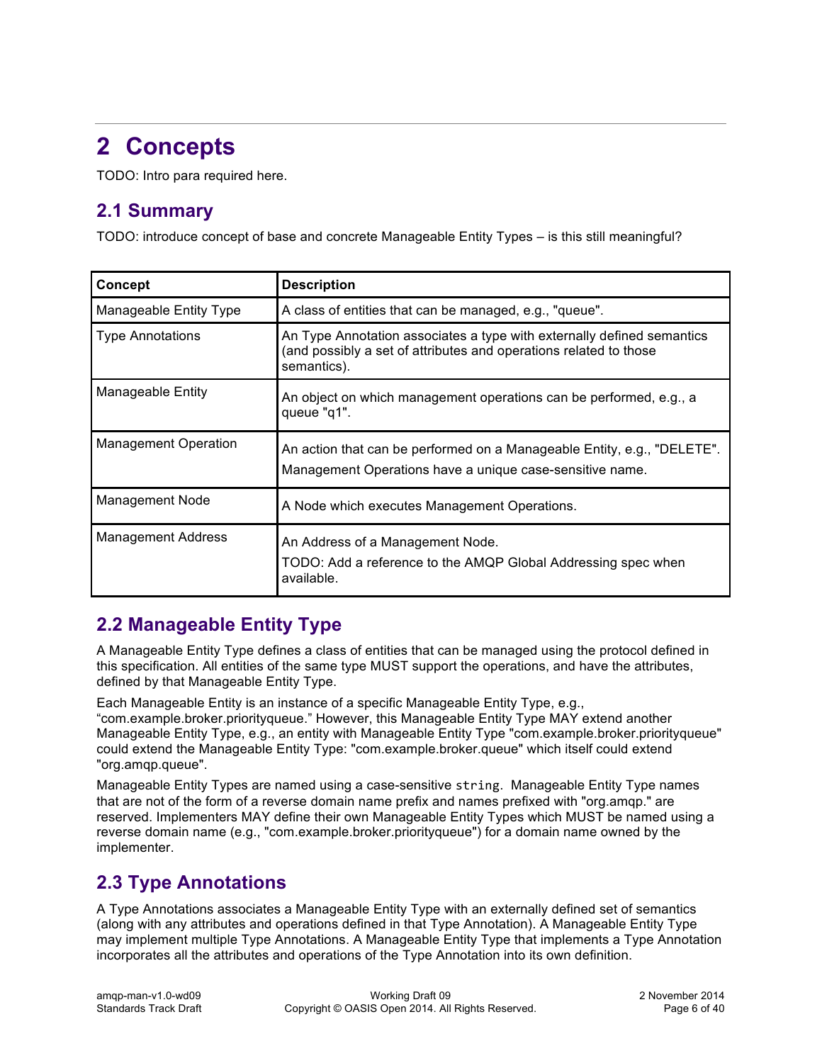# 2 Concepts

TODO: Intro para required here.

## 2.1 Summary

TODO: introduce concept of base and concrete Manageable Entity Types – is this still meaningful?

| Concept | Description |
|---|---|
| Manageable Entity Type | A class of entities that can be managed, e.g., "queue". |
| Type Annotations | An Type Annotation associates a type with externally defined semantics (and possibly a set of attributes and operations related to those semantics). |
| Manageable Entity | An object on which management operations can be performed, e.g., a queue "q1". |
| Management Operation | An action that can be performed on a Manageable Entity, e.g., "DELETE". Management Operations have a unique case-sensitive name. |
| Management Node | A Node which executes Management Operations. |
| Management Address | An Address of a Management Node. TODO: Add a reference to the AMQP Global Addressing spec when available. |

## 2.2 Manageable Entity Type

A Manageable Entity Type defines a class of entities that can be managed using the protocol defined in this specification. All entities of the same type MUST support the operations, and have the attributes, defined by that Manageable Entity Type.

Each Manageable Entity is an instance of a specific Manageable Entity Type, e.g., “com.example.broker.priorityqueue.” However, this Manageable Entity Type MAY extend another Manageable Entity Type, e.g., an entity with Manageable Entity Type "com.example.broker.priorityqueue" could extend the Manageable Entity Type: "com.example.broker.queue" which itself could extend "org.amqp.queue".

Manageable Entity Types are named using a case-sensitive `string`. Manageable Entity Type names that are not of the form of a reverse domain name prefix and names prefixed with "org.amqp." are reserved. Implementers MAY define their own Manageable Entity Types which MUST be named using a reverse domain name (e.g., "com.example.broker.priorityqueue") for a domain name owned by the implementer.

## 2.3 Type Annotations

A Type Annotations associates a Manageable Entity Type with an externally defined set of semantics (along with any attributes and operations defined in that Type Annotation). A Manageable Entity Type may implement multiple Type Annotations. A Manageable Entity Type that implements a Type Annotation incorporates all the attributes and operations of the Type Annotation into its own definition.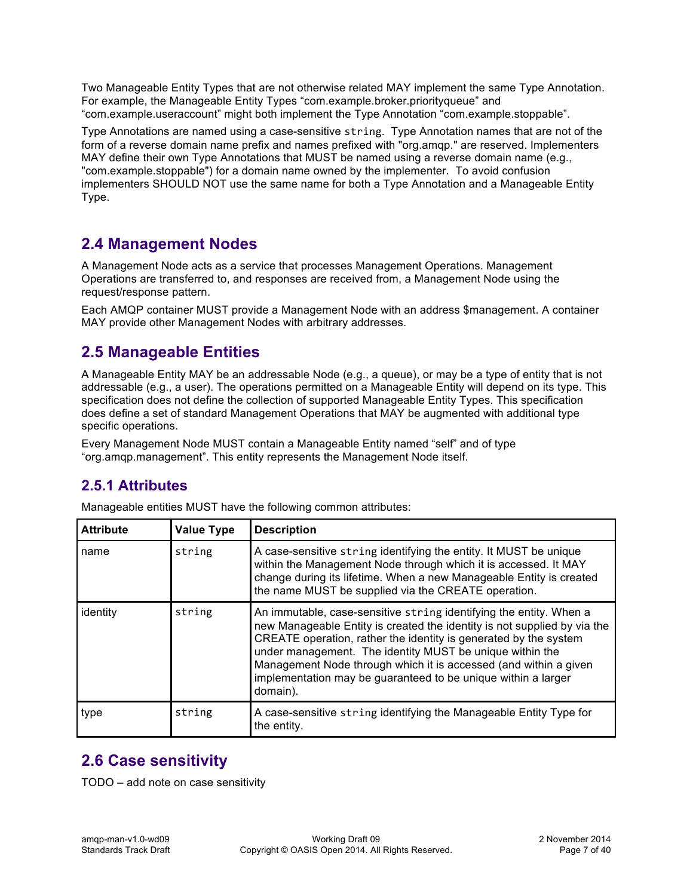Two Manageable Entity Types that are not otherwise related MAY implement the same Type Annotation. For example, the Manageable Entity Types “com.example.broker.priorityqueue” and “com.example.useraccount” might both implement the Type Annotation “com.example.stoppable”.

Type Annotations are named using a case-sensitive `string`. Type Annotation names that are not of the form of a reverse domain name prefix and names prefixed with "org.amqp." are reserved. Implementers MAY define their own Type Annotations that MUST be named using a reverse domain name (e.g., "com.example.stoppable") for a domain name owned by the implementer. To avoid confusion implementers SHOULD NOT use the same name for both a Type Annotation and a Manageable Entity Type.

## 2.4 Management Nodes

A Management Node acts as a service that processes Management Operations. Management Operations are transferred to, and responses are received from, a Management Node using the request/response pattern.

Each AMQP container MUST provide a Management Node with an address $management. A container MAY provide other Management Nodes with arbitrary addresses.

## 2.5 Manageable Entities

A Manageable Entity MAY be an addressable Node (e.g., a queue), or may be a type of entity that is not addressable (e.g., a user). The operations permitted on a Manageable Entity will depend on its type. This specification does not define the collection of supported Manageable Entity Types. This specification does define a set of standard Management Operations that MAY be augmented with additional type specific operations.

Every Management Node MUST contain a Manageable Entity named “self” and of type “org.amqp.management”. This entity represents the Management Node itself.

### 2.5.1 Attributes

Manageable entities MUST have the following common attributes:

| Attribute | Value Type | Description |
|---|---|---|
| name | `string` | A case-sensitive `string` identifying the entity. It MUST be unique within the Management Node through which it is accessed. It MAY change during its lifetime. When a new Manageable Entity is created the name MUST be supplied via the CREATE operation. |
| identity | `string` | An immutable, case-sensitive `string` identifying the entity. When a new Manageable Entity is created the identity is not supplied by via the CREATE operation, rather the identity is generated by the system under management. The identity MUST be unique within the Management Node through which it is accessed (and within a given implementation may be guaranteed to be unique within a larger domain). |
| type | `string` | A case-sensitive `string` identifying the Manageable Entity Type for the entity. |

## 2.6 Case sensitivity

TODO – add note on case sensitivity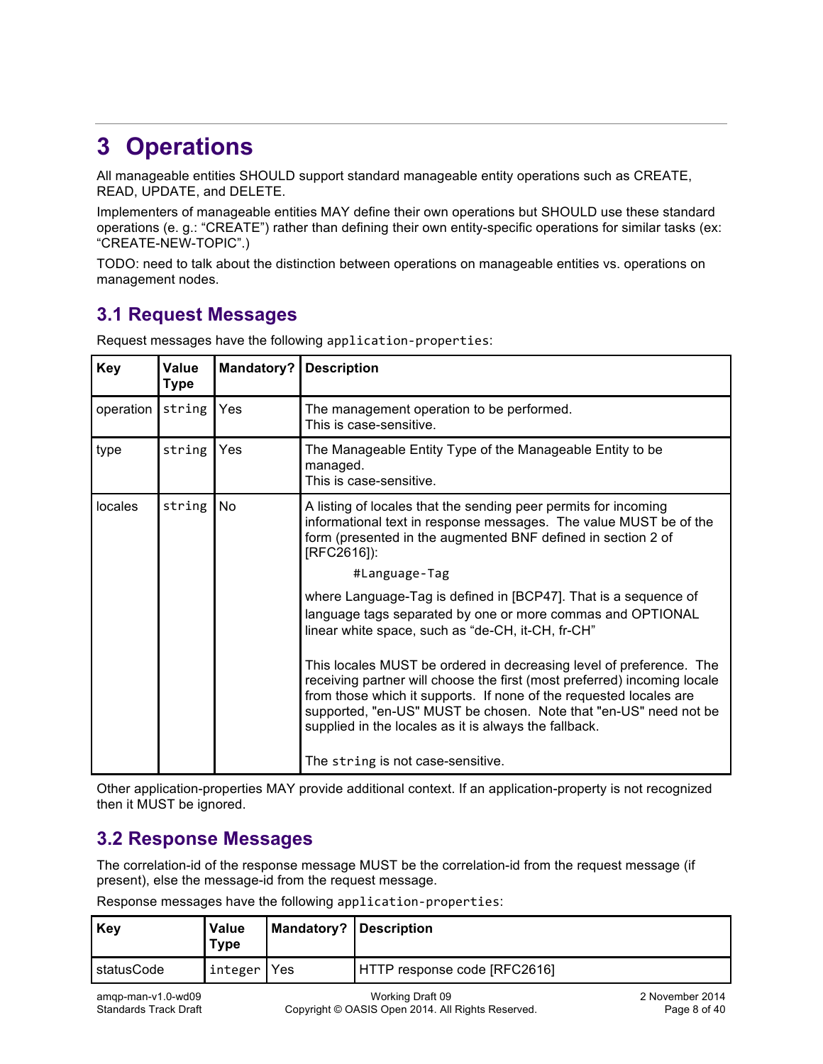# 3 Operations

All manageable entities SHOULD support standard manageable entity operations such as CREATE, READ, UPDATE, and DELETE.

Implementers of manageable entities MAY define their own operations but SHOULD use these standard operations (e. g.: "CREATE") rather than defining their own entity-specific operations for similar tasks (ex: "CREATE-NEW-TOPIC".)

TODO: need to talk about the distinction between operations on manageable entities vs. operations on management nodes.

## 3.1 Request Messages

Request messages have the following `application-properties`:

| Key | Value Type | Mandatory? | Description |
|---|---|---|---|
| operation | `string` | Yes | The management operation to be performed.<br>This is case-sensitive. |
| type | `string` | Yes | The Manageable Entity Type of the Manageable Entity to be managed.<br>This is case-sensitive. |
| locales | `string` | No | A listing of locales that the sending peer permits for incoming informational text in response messages. The value MUST be of the form (presented in the augmented BNF defined in section 2 of [RFC2616]):<br>`#Language-Tag`<br>where Language-Tag is defined in [BCP47]. That is a sequence of language tags separated by one or more commas and OPTIONAL linear white space, such as "de-CH, it-CH, fr-CH"<br><br>This locales MUST be ordered in decreasing level of preference. The receiving partner will choose the first (most preferred) incoming locale from those which it supports. If none of the requested locales are supported, "en-US" MUST be chosen. Note that "en-US" need not be supplied in the locales as it is always the fallback.<br><br>The `string` is not case-sensitive. |

Other application-properties MAY provide additional context. If an application-property is not recognized then it MUST be ignored.

## 3.2 Response Messages

The correlation-id of the response message MUST be the correlation-id from the request message (if present), else the message-id from the request message.

Response messages have the following `application-properties`:

| Key | Value Type | Mandatory? | Description |
|---|---|---|---|
| statusCode | `integer` | Yes | HTTP response code [RFC2616] |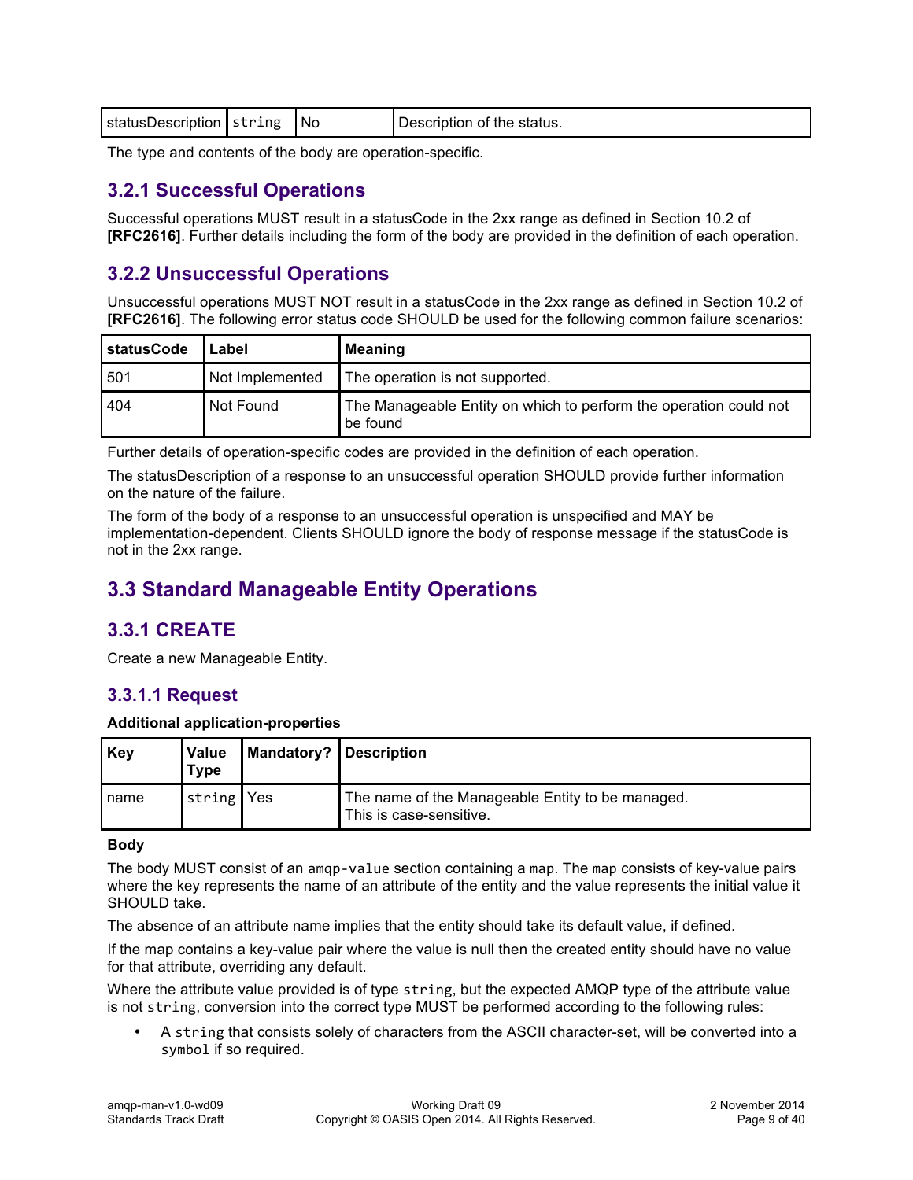| statusDescription | `string` | No | Description of the status. |
|---|---|---|---|

The type and contents of the body are operation-specific.

### 3.2.1 Successful Operations

Successful operations MUST result in a statusCode in the 2xx range as defined in Section 10.2 of **[RFC2616]**. Further details including the form of the body are provided in the definition of each operation.

### 3.2.2 Unsuccessful Operations

Unsuccessful operations MUST NOT result in a statusCode in the 2xx range as defined in Section 10.2 of **[RFC2616]**. The following error status code SHOULD be used for the following common failure scenarios:

| statusCode | Label | Meaning |
|---|---|---|
| 501 | Not Implemented | The operation is not supported. |
| 404 | Not Found | The Manageable Entity on which to perform the operation could not be found |

Further details of operation-specific codes are provided in the definition of each operation.

The statusDescription of a response to an unsuccessful operation SHOULD provide further information on the nature of the failure.

The form of the body of a response to an unsuccessful operation is unspecified and MAY be implementation-dependent. Clients SHOULD ignore the body of response message if the statusCode is not in the 2xx range.

## 3.3 Standard Manageable Entity Operations

### 3.3.1 CREATE

Create a new Manageable Entity.

#### 3.3.1.1 Request

**Additional application-properties**

| Key | Value Type | Mandatory? | Description |
|---|---|---|---|
| name | `string` | Yes | The name of the Manageable Entity to be managed. This is case-sensitive. |

**Body**

The body MUST consist of an `amqp-value` section containing a `map`. The `map` consists of key-value pairs where the key represents the name of an attribute of the entity and the value represents the initial value it SHOULD take.

The absence of an attribute name implies that the entity should take its default value, if defined.

If the map contains a key-value pair where the value is null then the created entity should have no value for that attribute, overriding any default.

Where the attribute value provided is of type `string`, but the expected AMQP type of the attribute value is not `string`, conversion into the correct type MUST be performed according to the following rules:

- A `string` that consists solely of characters from the ASCII character-set, will be converted into a `symbol` if so required.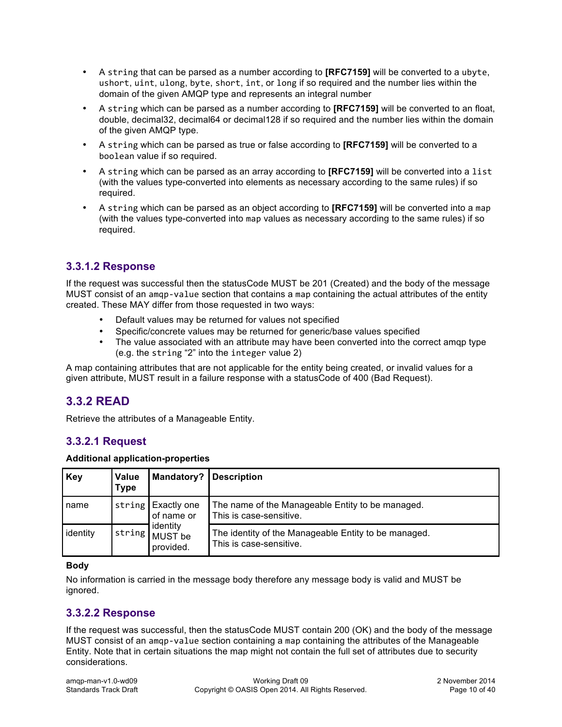- A `string` that can be parsed as a number according to **[RFC7159]** will be converted to a `ubyte`, `ushort`, `uint`, `ulong`, `byte`, `short`, `int`, or `long` if so required and the number lies within the domain of the given AMQP type and represents an integral number
- A `string` which can be parsed as a number according to **[RFC7159]** will be converted to an float, double, decimal32, decimal64 or decimal128 if so required and the number lies within the domain of the given AMQP type.
- A `string` which can be parsed as true or false according to **[RFC7159]** will be converted to a `boolean` value if so required.
- A `string` which can be parsed as an array according to **[RFC7159]** will be converted into a `list` (with the values type-converted into elements as necessary according to the same rules) if so required.
- A `string` which can be parsed as an object according to **[RFC7159]** will be converted into a `map` (with the values type-converted into `map` values as necessary according to the same rules) if so required.

### 3.3.1.2 Response

If the request was successful then the statusCode MUST be 201 (Created) and the body of the message MUST consist of an `amqp-value` section that contains a `map` containing the actual attributes of the entity created. These MAY differ from those requested in two ways:

- Default values may be returned for values not specified
- Specific/concrete values may be returned for generic/base values specified
- The value associated with an attribute may have been converted into the correct amqp type (e.g. the `string` "2" into the `integer` value 2)

A map containing attributes that are not applicable for the entity being created, or invalid values for a given attribute, MUST result in a failure response with a statusCode of 400 (Bad Request).

## 3.3.2 READ

Retrieve the attributes of a Manageable Entity.

### 3.3.2.1 Request

**Additional application-properties**

| Key | Value Type | Mandatory? | Description |
|---|---|---|---|
| name | `string` | Exactly one of name or identity MUST be provided. | The name of the Manageable Entity to be managed. This is case-sensitive. |
| identity | `string` | | The identity of the Manageable Entity to be managed. This is case-sensitive. |

**Body**

No information is carried in the message body therefore any message body is valid and MUST be ignored.

### 3.3.2.2 Response

If the request was successful, then the statusCode MUST contain 200 (OK) and the body of the message MUST consist of an `amqp-value` section containing a `map` containing the attributes of the Manageable Entity. Note that in certain situations the map might not contain the full set of attributes due to security considerations.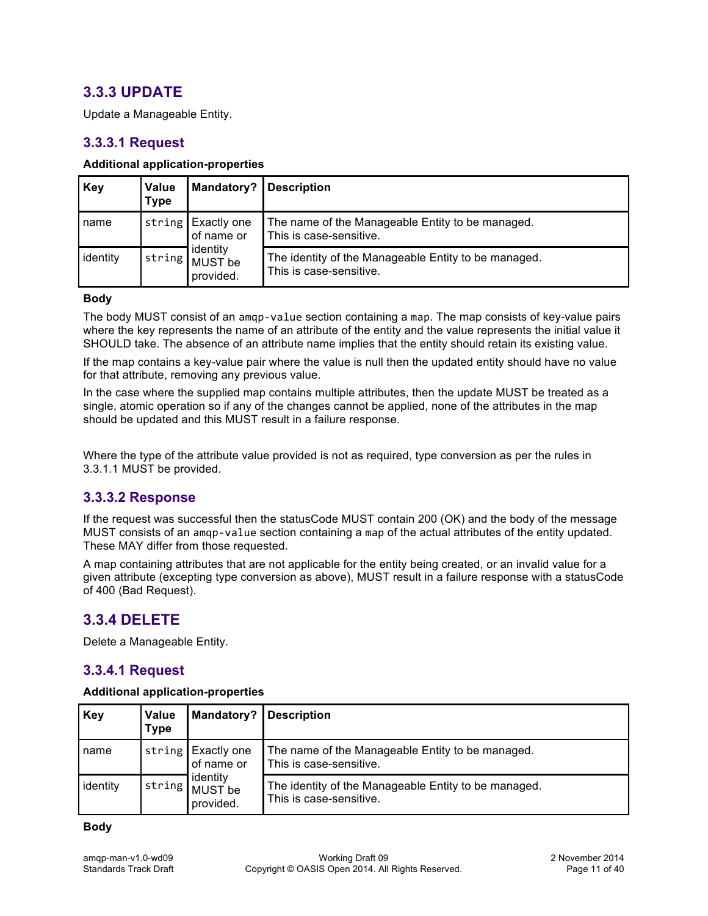### 3.3.3 UPDATE

Update a Manageable Entity.

#### 3.3.3.1 Request

**Additional application-properties**

| Key | Value Type | Mandatory? | Description |
|---|---|---|---|
| name | `string` | Exactly one of name or identity MUST be provided. | The name of the Manageable Entity to be managed. This is case-sensitive. |
| identity | `string` | | The identity of the Manageable Entity to be managed. This is case-sensitive. |

**Body**

The body MUST consist of an `amqp-value` section containing a `map`. The map consists of key-value pairs where the key represents the name of an attribute of the entity and the value represents the initial value it SHOULD take. The absence of an attribute name implies that the entity should retain its existing value.

If the map contains a key-value pair where the value is null then the updated entity should have no value for that attribute, removing any previous value.

In the case where the supplied map contains multiple attributes, then the update MUST be treated as a single, atomic operation so if any of the changes cannot be applied, none of the attributes in the map should be updated and this MUST result in a failure response.

Where the type of the attribute value provided is not as required, type conversion as per the rules in 3.3.1.1 MUST be provided.

#### 3.3.3.2 Response

If the request was successful then the statusCode MUST contain 200 (OK) and the body of the message MUST consists of an `amqp-value` section containing a `map` of the actual attributes of the entity updated. These MAY differ from those requested.

A map containing attributes that are not applicable for the entity being created, or an invalid value for a given attribute (excepting type conversion as above), MUST result in a failure response with a statusCode of 400 (Bad Request).

### 3.3.4 DELETE

Delete a Manageable Entity.

#### 3.3.4.1 Request

**Additional application-properties**

| Key | Value Type | Mandatory? | Description |
|---|---|---|---|
| name | `string` | Exactly one of name or identity MUST be provided. | The name of the Manageable Entity to be managed. This is case-sensitive. |
| identity | `string` | | The identity of the Manageable Entity to be managed. This is case-sensitive. |

**Body**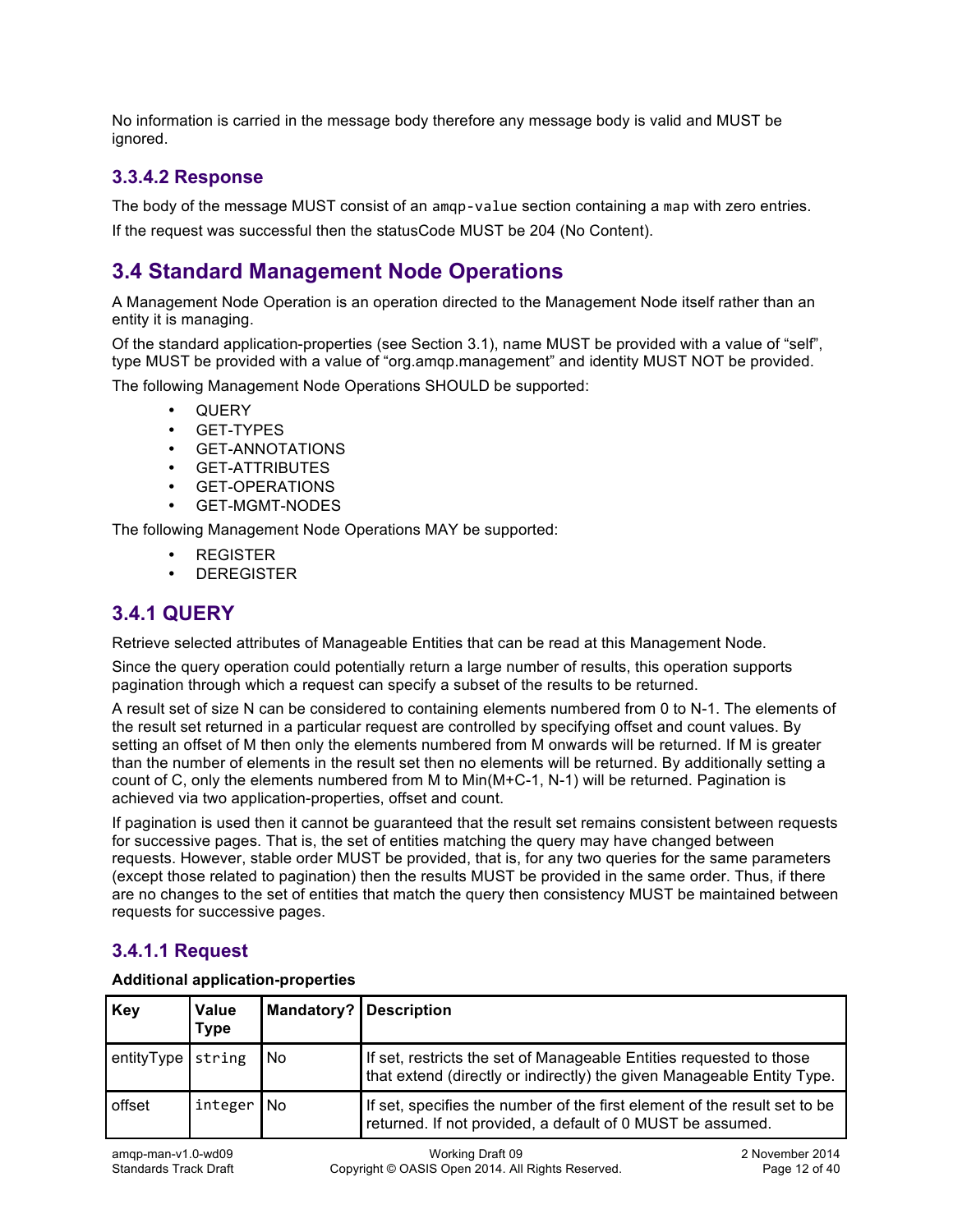No information is carried in the message body therefore any message body is valid and MUST be ignored.

### 3.3.4.2 Response

The body of the message MUST consist of an `amqp-value` section containing a `map` with zero entries.

If the request was successful then the statusCode MUST be 204 (No Content).

## 3.4 Standard Management Node Operations

A Management Node Operation is an operation directed to the Management Node itself rather than an entity it is managing.

Of the standard application-properties (see Section 3.1), name MUST be provided with a value of “self”, type MUST be provided with a value of “org.amqp.management” and identity MUST NOT be provided.

The following Management Node Operations SHOULD be supported:

- QUERY
- GET-TYPES
- GET-ANNOTATIONS
- GET-ATTRIBUTES
- GET-OPERATIONS
- GET-MGMT-NODES

The following Management Node Operations MAY be supported:

- REGISTER
- DEREGISTER

### 3.4.1 QUERY

Retrieve selected attributes of Manageable Entities that can be read at this Management Node.

Since the query operation could potentially return a large number of results, this operation supports pagination through which a request can specify a subset of the results to be returned.

A result set of size N can be considered to containing elements numbered from 0 to N-1. The elements of the result set returned in a particular request are controlled by specifying offset and count values. By setting an offset of M then only the elements numbered from M onwards will be returned. If M is greater than the number of elements in the result set then no elements will be returned. By additionally setting a count of C, only the elements numbered from M to Min(M+C-1, N-1) will be returned. Pagination is achieved via two application-properties, offset and count.

If pagination is used then it cannot be guaranteed that the result set remains consistent between requests for successive pages. That is, the set of entities matching the query may have changed between requests. However, stable order MUST be provided, that is, for any two queries for the same parameters (except those related to pagination) then the results MUST be provided in the same order. Thus, if there are no changes to the set of entities that match the query then consistency MUST be maintained between requests for successive pages.

#### 3.4.1.1 Request

**Additional application-properties**

| Key | Value Type | Mandatory? | Description |
|---|---|---|---|
| entityType | `string` | No | If set, restricts the set of Manageable Entities requested to those that extend (directly or indirectly) the given Manageable Entity Type. |
| offset | `integer` | No | If set, specifies the number of the first element of the result set to be returned. If not provided, a default of 0 MUST be assumed. |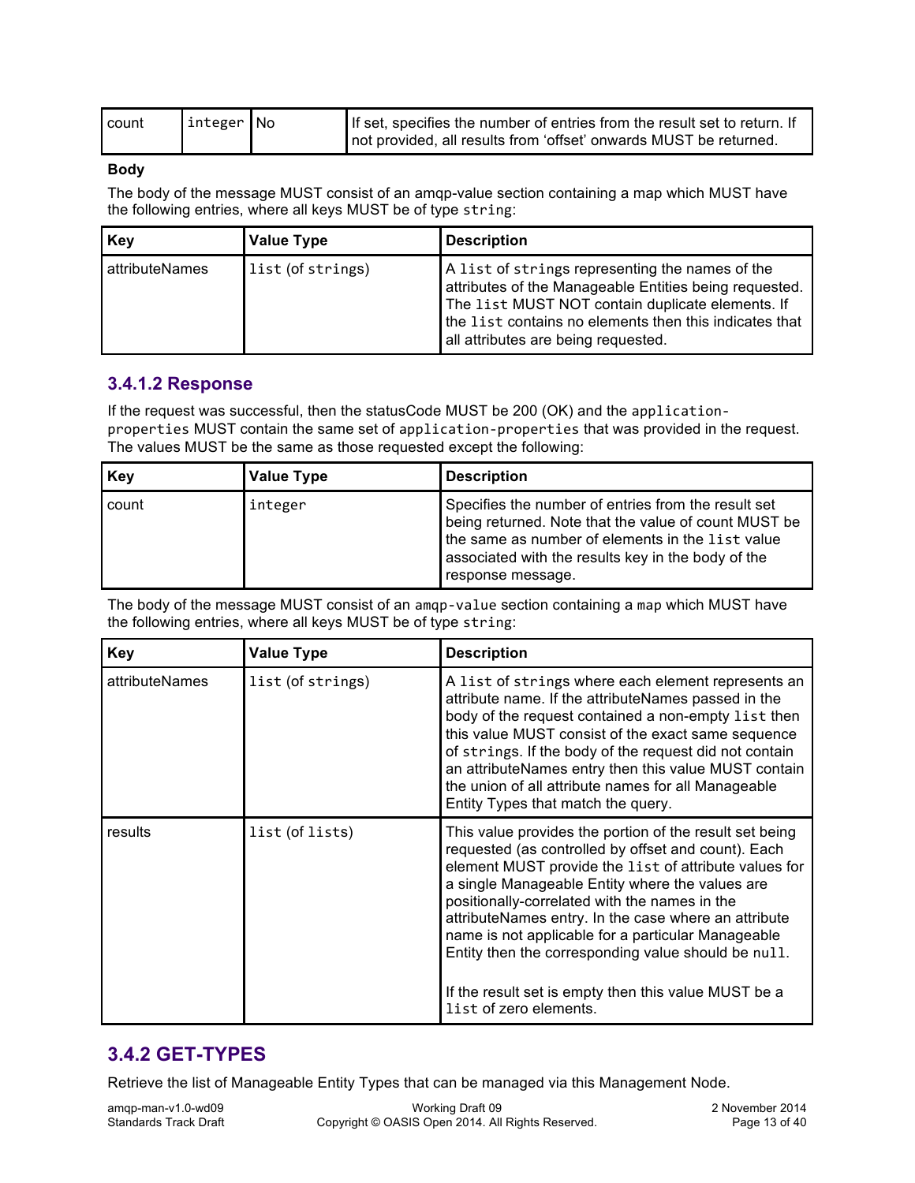| count | integer | No | If set, specifies the number of entries from the result set to return. If not provided, all results from ‘offset’ onwards MUST be returned. |
|---|---|---|---|

**Body**

The body of the message MUST consist of an amqp-value section containing a map which MUST have the following entries, where all keys MUST be of type `string`:

| Key | Value Type | Description |
|---|---|---|
| attributeNames | `list` (of `strings`) | A `list` of `strings` representing the names of the attributes of the Manageable Entities being requested. The `list` MUST NOT contain duplicate elements. If the `list` contains no elements then this indicates that all attributes are being requested. |

### 3.4.1.2 Response

If the request was successful, then the statusCode MUST be 200 (OK) and the `application-properties` MUST contain the same set of `application-properties` that was provided in the request. The values MUST be the same as those requested except the following:

| Key | Value Type | Description |
|---|---|---|
| count | `integer` | Specifies the number of entries from the result set being returned. Note that the value of count MUST be the same as number of elements in the `list` value associated with the results key in the body of the response message. |

The body of the message MUST consist of an `amqp-value` section containing a `map` which MUST have the following entries, where all keys MUST be of type `string`:

| Key | Value Type | Description |
|---|---|---|
| attributeNames | `list` (of `strings`) | A `list` of `strings` where each element represents an attribute name. If the attributeNames passed in the body of the request contained a non-empty `list` then this value MUST consist of the exact same sequence of `strings`. If the body of the request did not contain an attributeNames entry then this value MUST contain the union of all attribute names for all Manageable Entity Types that match the query. |
| results | `list` (of `lists`) | This value provides the portion of the result set being requested (as controlled by offset and count). Each element MUST provide the `list` of attribute values for a single Manageable Entity where the values are positionally-correlated with the names in the attributeNames entry. In the case where an attribute name is not applicable for a particular Manageable Entity then the corresponding value should be `null`.<br><br>If the result set is empty then this value MUST be a `list` of zero elements. |

## 3.4.2 GET-TYPES

Retrieve the list of Manageable Entity Types that can be managed via this Management Node.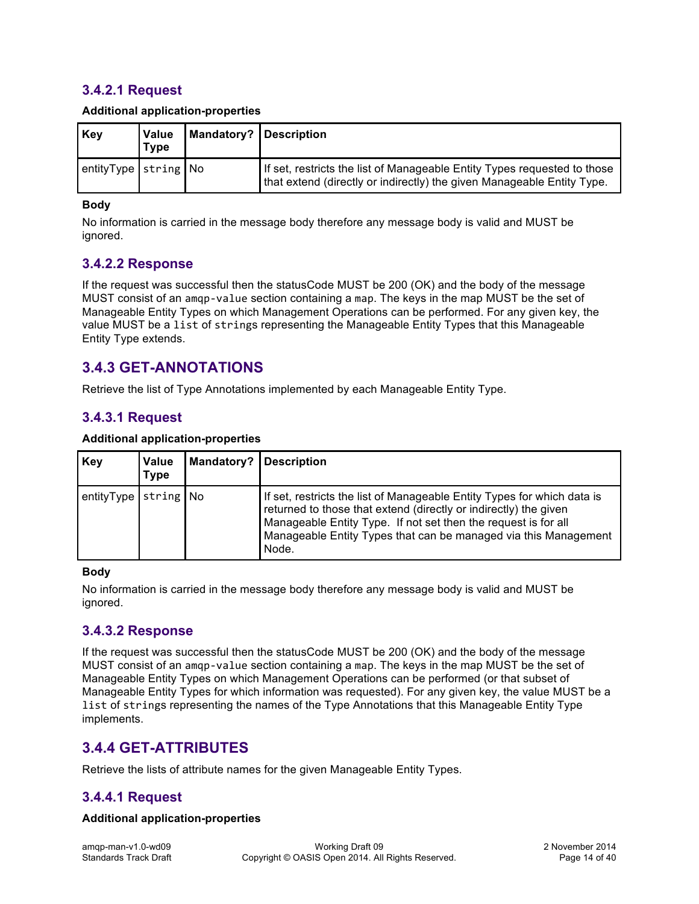#### 3.4.2.1 Request

**Additional application-properties**

| Key | Value Type | Mandatory? | Description |
| --- | --- | --- | --- |
| entityType | `string` | No | If set, restricts the list of Manageable Entity Types requested to those that extend (directly or indirectly) the given Manageable Entity Type. |

**Body**

No information is carried in the message body therefore any message body is valid and MUST be ignored.

#### 3.4.2.2 Response

If the request was successful then the statusCode MUST be 200 (OK) and the body of the message MUST consist of an `amqp-value` section containing a `map`. The keys in the map MUST be the set of Manageable Entity Types on which Management Operations can be performed. For any given key, the value MUST be a `list` of `strings` representing the Manageable Entity Types that this Manageable Entity Type extends.

### 3.4.3 GET-ANNOTATIONS

Retrieve the list of Type Annotations implemented by each Manageable Entity Type.

#### 3.4.3.1 Request

**Additional application-properties**

| Key | Value Type | Mandatory? | Description |
| --- | --- | --- | --- |
| entityType | `string` | No | If set, restricts the list of Manageable Entity Types for which data is returned to those that extend (directly or indirectly) the given Manageable Entity Type. If not set then the request is for all Manageable Entity Types that can be managed via this Management Node. |

**Body**

No information is carried in the message body therefore any message body is valid and MUST be ignored.

#### 3.4.3.2 Response

If the request was successful then the statusCode MUST be 200 (OK) and the body of the message MUST consist of an `amqp-value` section containing a `map`. The keys in the map MUST be the set of Manageable Entity Types on which Management Operations can be performed (or that subset of Manageable Entity Types for which information was requested). For any given key, the value MUST be a `list` of `strings` representing the names of the Type Annotations that this Manageable Entity Type implements.

### 3.4.4 GET-ATTRIBUTES

Retrieve the lists of attribute names for the given Manageable Entity Types.

#### 3.4.4.1 Request

**Additional application-properties**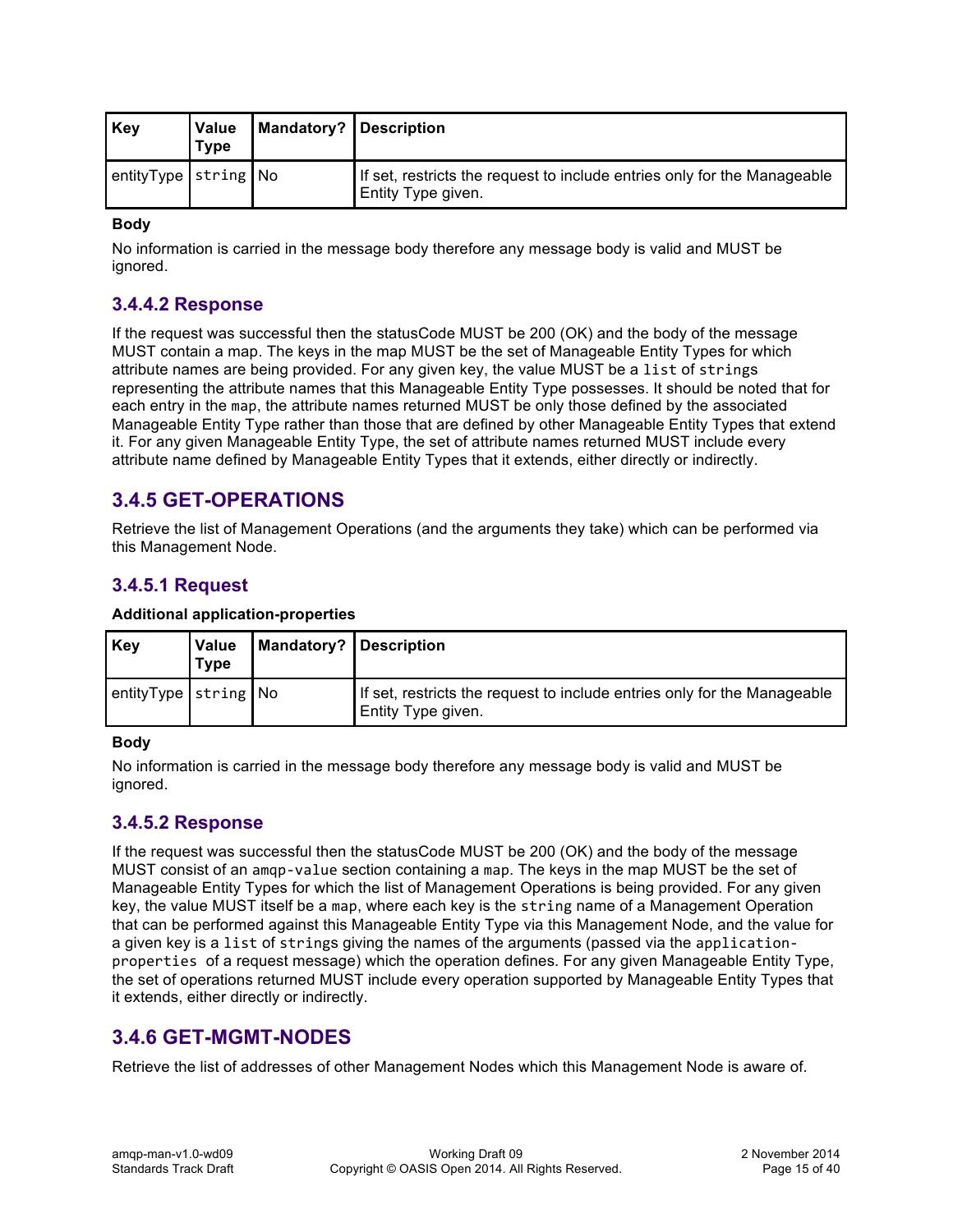| Key | Value Type | Mandatory? | Description |
| --- | --- | --- | --- |
| entityType | `string` | No | If set, restricts the request to include entries only for the Manageable Entity Type given. |

**Body**

No information is carried in the message body therefore any message body is valid and MUST be ignored.

### 3.4.4.2 Response

If the request was successful then the statusCode MUST be 200 (OK) and the body of the message MUST contain a map. The keys in the map MUST be the set of Manageable Entity Types for which attribute names are being provided. For any given key, the value MUST be a `list` of `strings` representing the attribute names that this Manageable Entity Type possesses. It should be noted that for each entry in the `map`, the attribute names returned MUST be only those defined by the associated Manageable Entity Type rather than those that are defined by other Manageable Entity Types that extend it. For any given Manageable Entity Type, the set of attribute names returned MUST include every attribute name defined by Manageable Entity Types that it extends, either directly or indirectly.

## 3.4.5 GET-OPERATIONS

Retrieve the list of Management Operations (and the arguments they take) which can be performed via this Management Node.

### 3.4.5.1 Request

**Additional application-properties**

| Key | Value Type | Mandatory? | Description |
| --- | --- | --- | --- |
| entityType | `string` | No | If set, restricts the request to include entries only for the Manageable Entity Type given. |

**Body**

No information is carried in the message body therefore any message body is valid and MUST be ignored.

### 3.4.5.2 Response

If the request was successful then the statusCode MUST be 200 (OK) and the body of the message MUST consist of an `amqp-value` section containing a `map`. The keys in the map MUST be the set of Manageable Entity Types for which the list of Management Operations is being provided. For any given key, the value MUST itself be a `map`, where each key is the `string` name of a Management Operation that can be performed against this Manageable Entity Type via this Management Node, and the value for a given key is a `list` of `strings` giving the names of the arguments (passed via the `application-properties` of a request message) which the operation defines. For any given Manageable Entity Type, the set of operations returned MUST include every operation supported by Manageable Entity Types that it extends, either directly or indirectly.

## 3.4.6 GET-MGMT-NODES

Retrieve the list of addresses of other Management Nodes which this Management Node is aware of.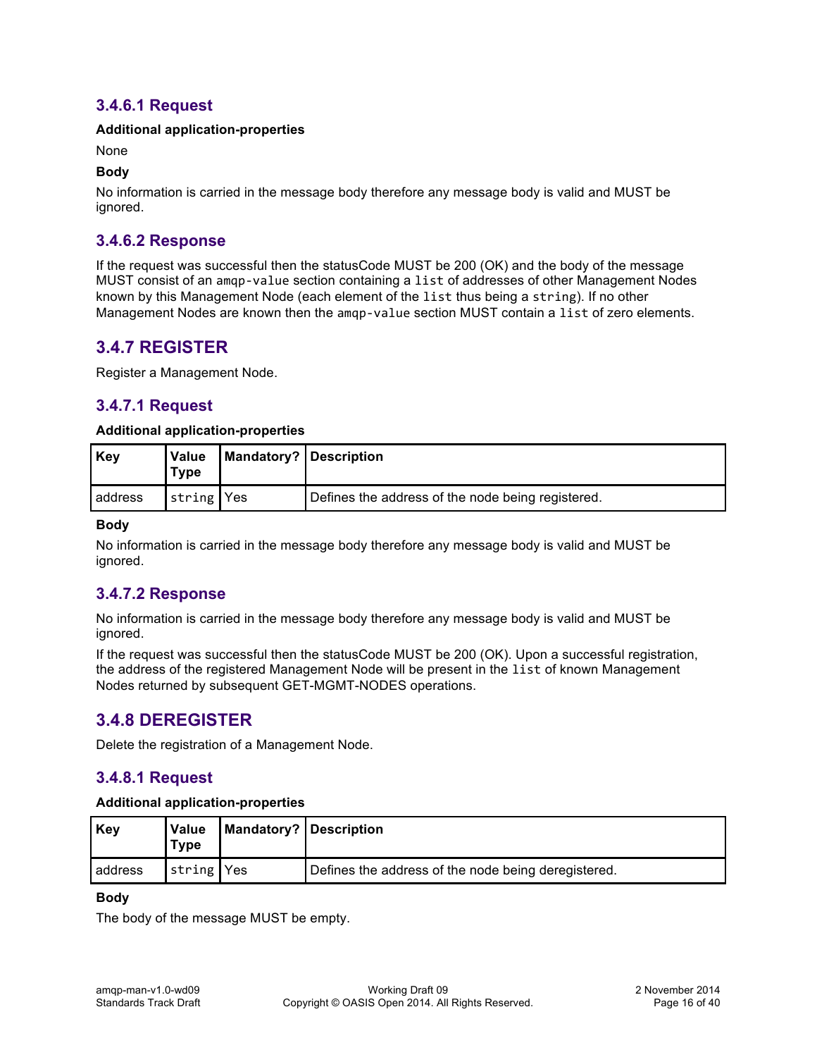#### 3.4.6.1 Request

**Additional application-properties**

None

**Body**

No information is carried in the message body therefore any message body is valid and MUST be ignored.

#### 3.4.6.2 Response

If the request was successful then the statusCode MUST be 200 (OK) and the body of the message MUST consist of an `amqp-value` section containing a `list` of addresses of other Management Nodes known by this Management Node (each element of the `list` thus being a `string`). If no other Management Nodes are known then the `amqp-value` section MUST contain a `list` of zero elements.

### 3.4.7 REGISTER

Register a Management Node.

#### 3.4.7.1 Request

**Additional application-properties**

| Key | Value Type | Mandatory? | Description |
|---|---|---|---|
| address | `string` | Yes | Defines the address of the node being registered. |

**Body**

No information is carried in the message body therefore any message body is valid and MUST be ignored.

#### 3.4.7.2 Response

No information is carried in the message body therefore any message body is valid and MUST be ignored.

If the request was successful then the statusCode MUST be 200 (OK). Upon a successful registration, the address of the registered Management Node will be present in the `list` of known Management Nodes returned by subsequent GET-MGMT-NODES operations.

### 3.4.8 DEREGISTER

Delete the registration of a Management Node.

#### 3.4.8.1 Request

**Additional application-properties**

| Key | Value Type | Mandatory? | Description |
|---|---|---|---|
| address | `string` | Yes | Defines the address of the node being deregistered. |

**Body**

The body of the message MUST be empty.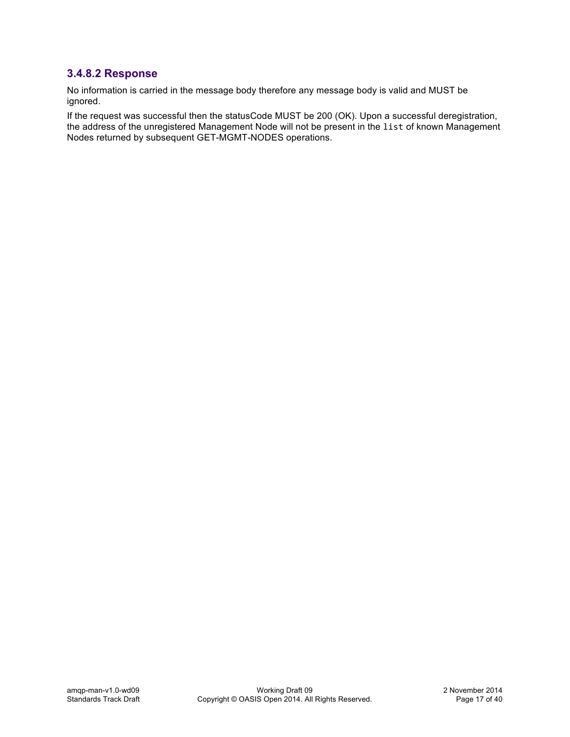#### 3.4.8.2 Response

No information is carried in the message body therefore any message body is valid and MUST be ignored.

If the request was successful then the statusCode MUST be 200 (OK). Upon a successful deregistration, the address of the unregistered Management Node will not be present in the `list` of known Management Nodes returned by subsequent GET-MGMT-NODES operations.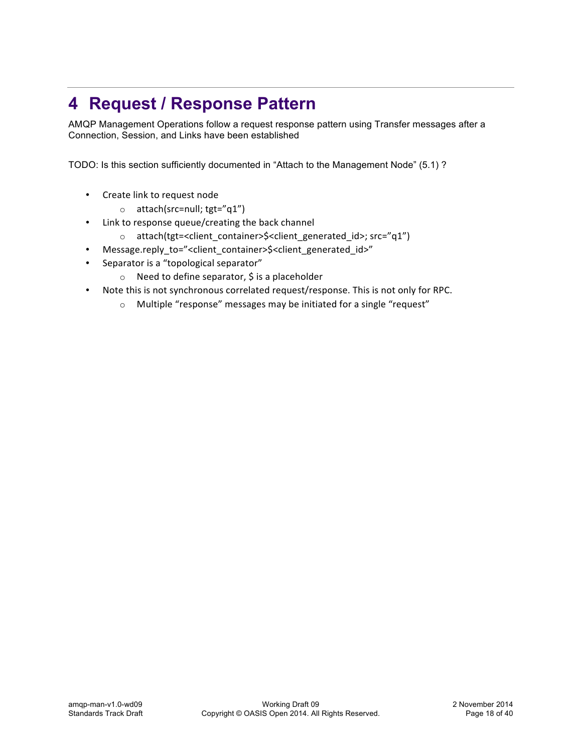# 4 Request / Response Pattern

AMQP Management Operations follow a request response pattern using Transfer messages after a Connection, Session, and Links have been established

TODO: Is this section sufficiently documented in "Attach to the Management Node" (5.1) ?

- Create link to request node
  - attach(src=null; tgt="q1")
- Link to response queue/creating the back channel
  - attach(tgt=<client_container>$<client_generated_id>; src="q1")
- Message.reply_to="<client_container>$<client_generated_id>"
- Separator is a "topological separator"
  - Need to define separator, $ is a placeholder
- Note this is not synchronous correlated request/response. This is not only for RPC.
  - Multiple "response" messages may be initiated for a single "request"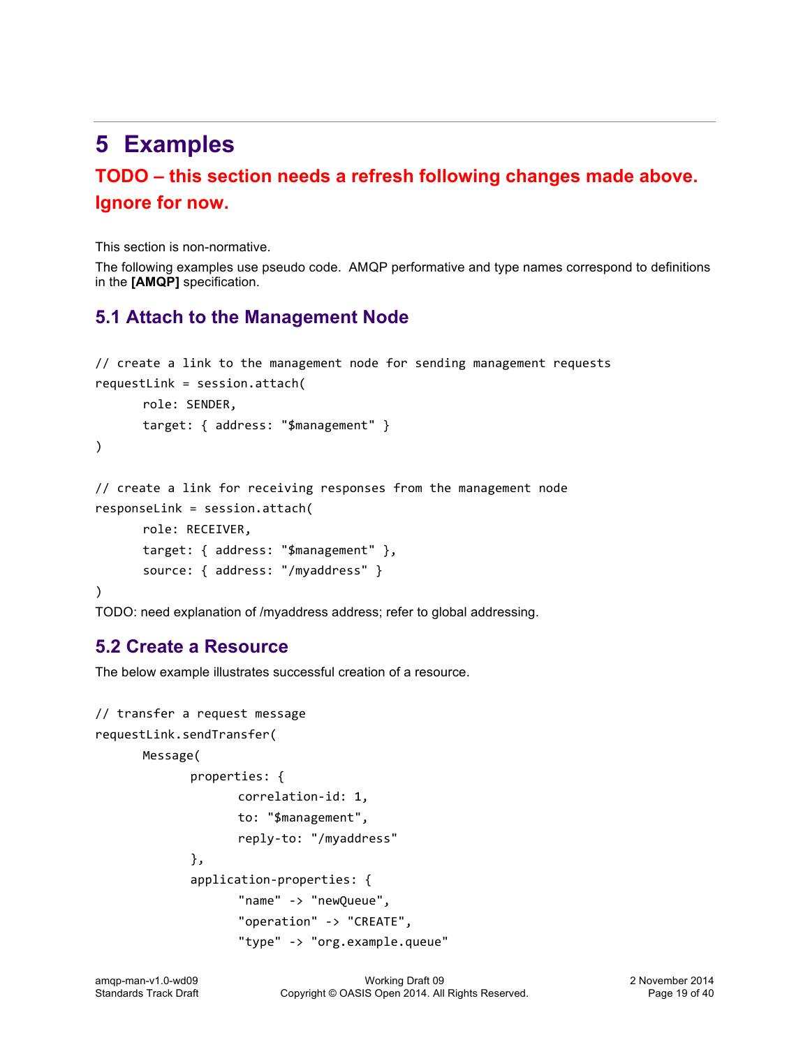# 5 Examples

## TODO – this section needs a refresh following changes made above. Ignore for now.

This section is non-normative.

The following examples use pseudo code. AMQP performative and type names correspond to definitions in the **[AMQP]** specification.

## 5.1 Attach to the Management Node

```
// create a link to the management node for sending management requests
requestLink = session.attach(
      role: SENDER,
      target: { address: "$management" }
)

// create a link for receiving responses from the management node
responseLink = session.attach(
      role: RECEIVER,
      target: { address: "$management" },
      source: { address: "/myaddress" }
)
```

TODO: need explanation of /myaddress address; refer to global addressing.

## 5.2 Create a Resource

The below example illustrates successful creation of a resource.

```
// transfer a request message
requestLink.sendTransfer(
      Message(
            properties: {
                  correlation-id: 1,
                  to: "$management",
                  reply-to: "/myaddress"
            },
            application-properties: {
                  "name" -> "newQueue",
                  "operation" -> "CREATE",
                  "type" -> "org.example.queue"
```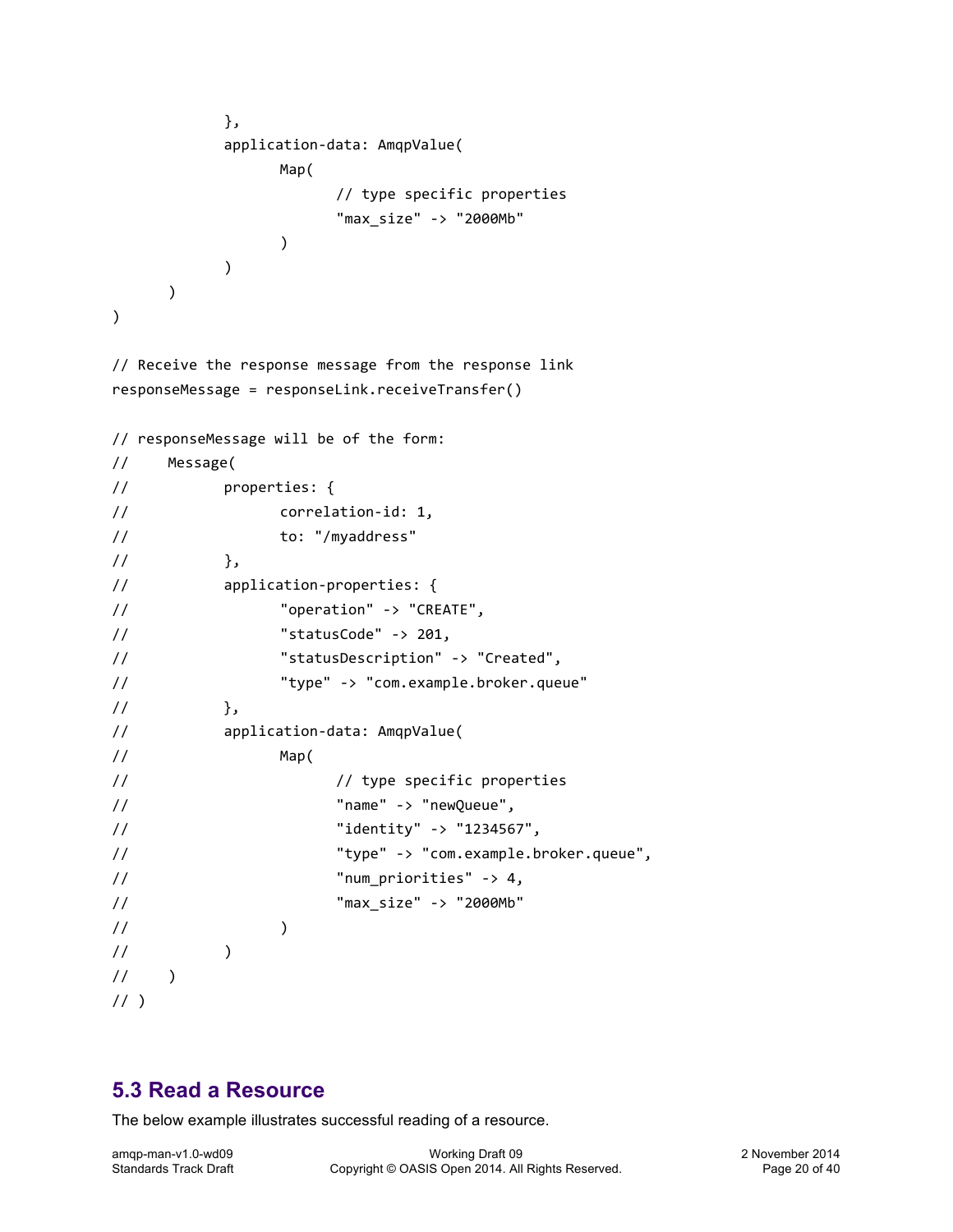```
            },
            application-data: AmqpValue(
                  Map(
                        // type specific properties
                        "max_size" -> "2000Mb"
                  )
            )
      )
)

// Receive the response message from the response link
responseMessage = responseLink.receiveTransfer()

// responseMessage will be of the form:
//    Message(
//          properties: {
//                correlation-id: 1,
//                to: "/myaddress"
//          },
//          application-properties: {
//                "operation" -> "CREATE",
//                "statusCode" -> 201,
//                "statusDescription" -> "Created",
//                "type" -> "com.example.broker.queue"
//          },
//          application-data: AmqpValue(
//                Map(
//                      // type specific properties
//                      "name" -> "newQueue",
//                      "identity" -> "1234567",
//                      "type" -> "com.example.broker.queue",
//                      "num_priorities" -> 4,
//                      "max_size" -> "2000Mb"
//                )
//          )
//    )
// )
```

## 5.3 Read a Resource

The below example illustrates successful reading of a resource.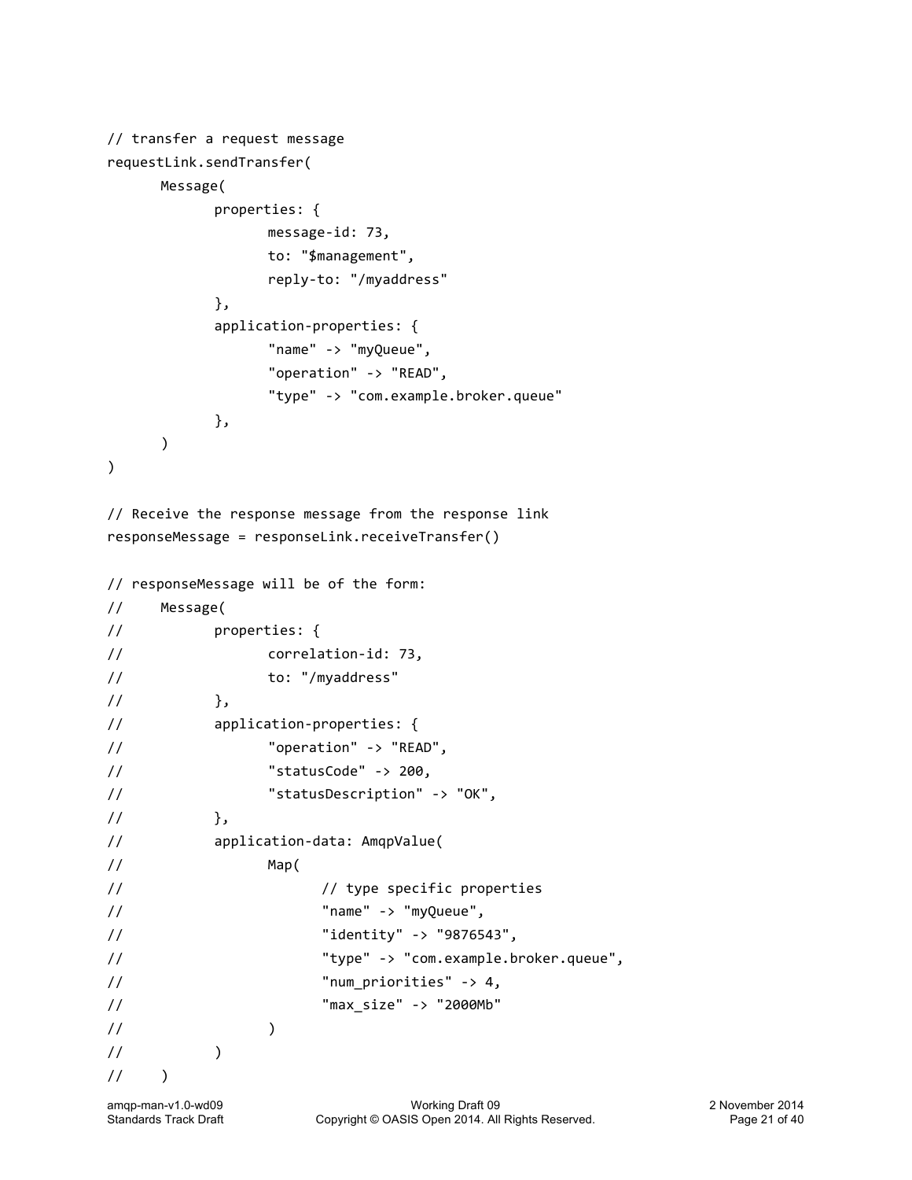```
// transfer a request message
requestLink.sendTransfer(
      Message(
            properties: {
                  message-id: 73,
                  to: "$management",
                  reply-to: "/myaddress"
            },
            application-properties: {
                  "name" -> "myQueue",
                  "operation" -> "READ",
                  "type" -> "com.example.broker.queue"
            },
      )
)

// Receive the response message from the response link
responseMessage = responseLink.receiveTransfer()

// responseMessage will be of the form:
//     Message(
//           properties: {
//                 correlation-id: 73,
//                 to: "/myaddress"
//           },
//           application-properties: {
//                 "operation" -> "READ",
//                 "statusCode" -> 200,
//                 "statusDescription" -> "OK",
//           },
//           application-data: AmqpValue(
//                 Map(
//                       // type specific properties
//                       "name" -> "myQueue",
//                       "identity" -> "9876543",
//                       "type" -> "com.example.broker.queue",
//                       "num_priorities" -> 4,
//                       "max_size" -> "2000Mb"
//                 )
//           )
//     )
```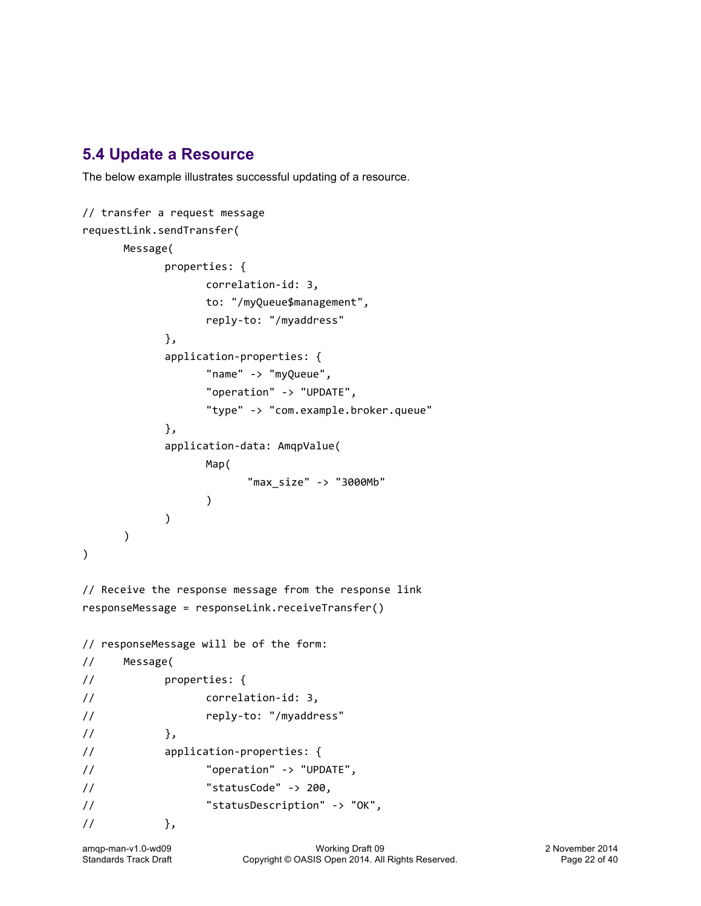## 5.4 Update a Resource

The below example illustrates successful updating of a resource.

```
// transfer a request message
requestLink.sendTransfer(
      Message(
            properties: {
                  correlation-id: 3,
                  to: "/myQueue$management",
                  reply-to: "/myaddress"
            },
            application-properties: {
                  "name" -> "myQueue",
                  "operation" -> "UPDATE",
                  "type" -> "com.example.broker.queue"
            },
            application-data: AmqpValue(
                  Map(
                        "max_size" -> "3000Mb"
                  )
            )
      )
)

// Receive the response message from the response link
responseMessage = responseLink.receiveTransfer()

// responseMessage will be of the form:
//    Message(
//          properties: {
//                correlation-id: 3,
//                reply-to: "/myaddress"
//          },
//          application-properties: {
//                "operation" -> "UPDATE",
//                "statusCode" -> 200,
//                "statusDescription" -> "OK",
//          },
```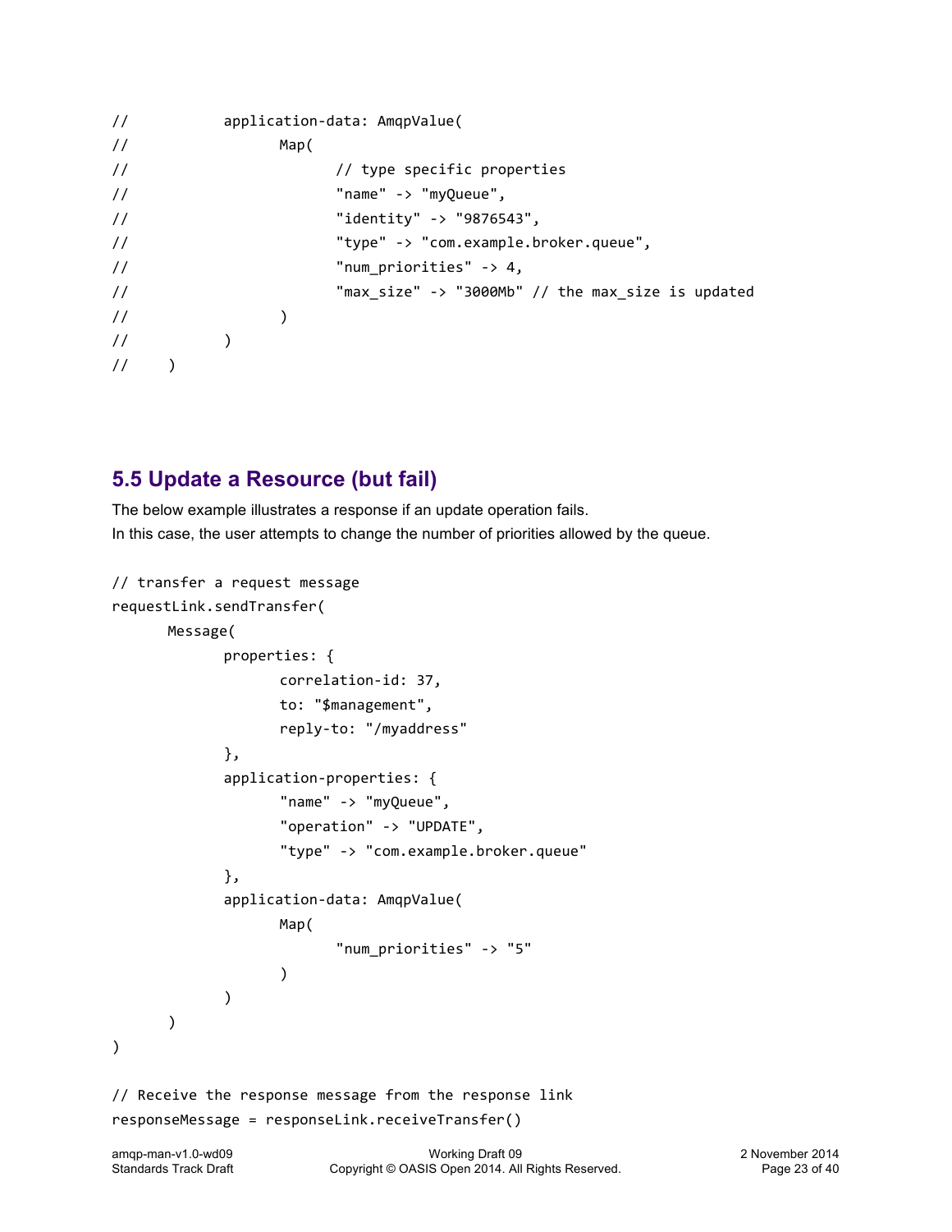```
//          application-data: AmqpValue(
//                Map(
//                      // type specific properties
//                      "name" -> "myQueue",
//                      "identity" -> "9876543",
//                      "type" -> "com.example.broker.queue",
//                      "num_priorities" -> 4,
//                      "max_size" -> "3000Mb" // the max_size is updated
//                )
//          )
//    )
```

## 5.5 Update a Resource (but fail)

The below example illustrates a response if an update operation fails.
In this case, the user attempts to change the number of priorities allowed by the queue.

```
// transfer a request message
requestLink.sendTransfer(
      Message(
            properties: {
                  correlation-id: 37,
                  to: "$management",
                  reply-to: "/myaddress"
            },
            application-properties: {
                  "name" -> "myQueue",
                  "operation" -> "UPDATE",
                  "type" -> "com.example.broker.queue"
            },
            application-data: AmqpValue(
                  Map(
                        "num_priorities" -> "5"
                  )
            )
      )
)

// Receive the response message from the response link
responseMessage = responseLink.receiveTransfer()
```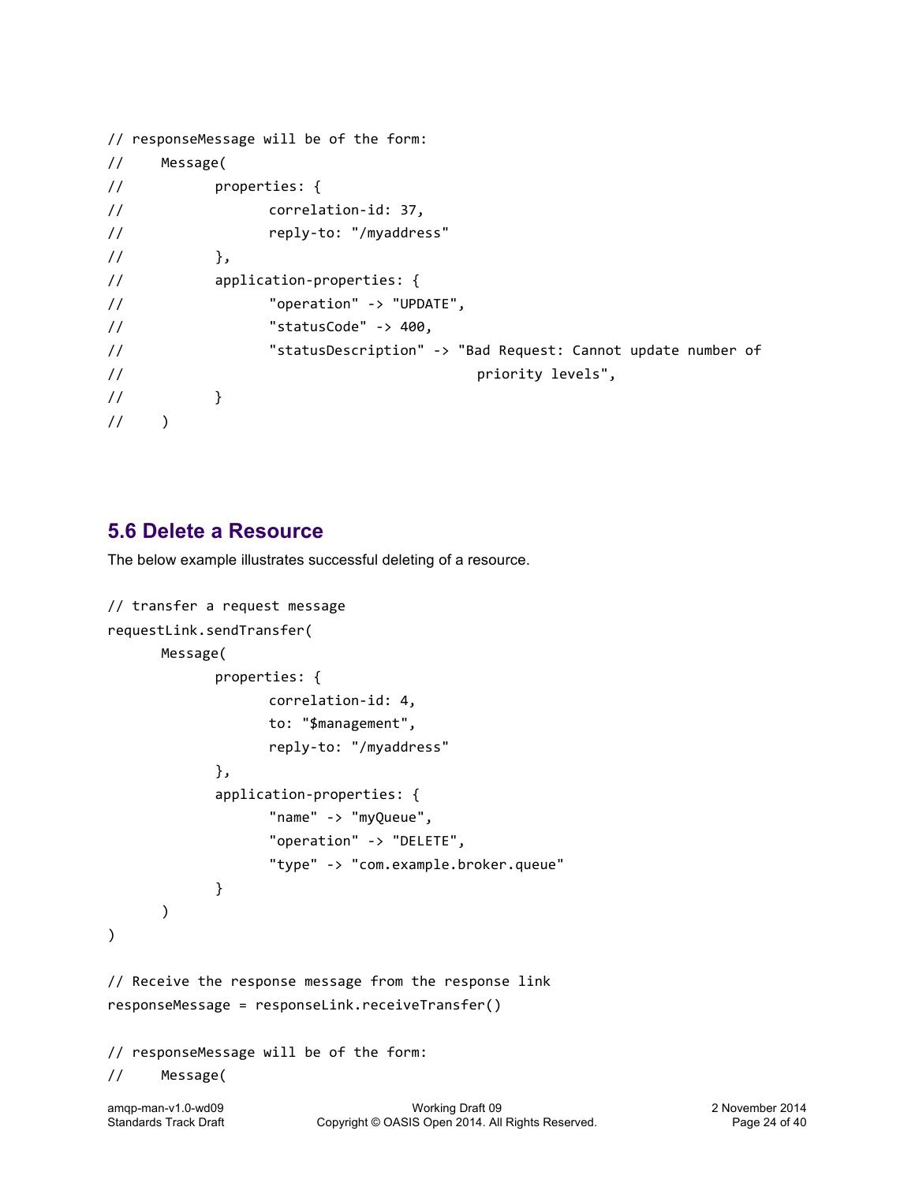```
// responseMessage will be of the form:
//     Message(
//           properties: {
//                 correlation-id: 37,
//                 reply-to: "/myaddress"
//           },
//           application-properties: {
//                 "operation" -> "UPDATE",
//                 "statusCode" -> 400,
//                 "statusDescription" -> "Bad Request: Cannot update number of
//                                           priority levels",
//           }
//     )
```

## 5.6 Delete a Resource

The below example illustrates successful deleting of a resource.

```
// transfer a request message
requestLink.sendTransfer(
      Message(
            properties: {
                  correlation-id: 4,
                  to: "$management",
                  reply-to: "/myaddress"
            },
            application-properties: {
                  "name" -> "myQueue",
                  "operation" -> "DELETE",
                  "type" -> "com.example.broker.queue"
            }
      )
)

// Receive the response message from the response link
responseMessage = responseLink.receiveTransfer()

// responseMessage will be of the form:
//     Message(
```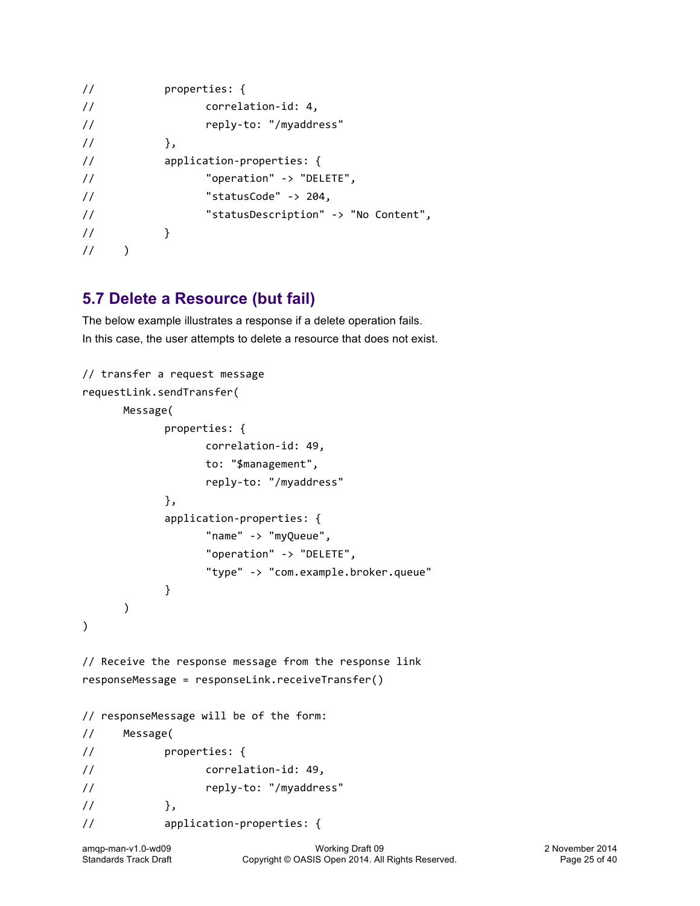```
//          properties: {
//                correlation-id: 4,
//                reply-to: "/myaddress"
//          },
//          application-properties: {
//                "operation" -> "DELETE",
//                "statusCode" -> 204,
//                "statusDescription" -> "No Content",
//          }
//    )
```

## 5.7 Delete a Resource (but fail)

The below example illustrates a response if a delete operation fails.
In this case, the user attempts to delete a resource that does not exist.

```
// transfer a request message
requestLink.sendTransfer(
      Message(
            properties: {
                  correlation-id: 49,
                  to: "$management",
                  reply-to: "/myaddress"
            },
            application-properties: {
                  "name" -> "myQueue",
                  "operation" -> "DELETE",
                  "type" -> "com.example.broker.queue"
            }
      )
)

// Receive the response message from the response link
responseMessage = responseLink.receiveTransfer()

// responseMessage will be of the form:
//    Message(
//          properties: {
//                correlation-id: 49,
//                reply-to: "/myaddress"
//          },
//          application-properties: {
```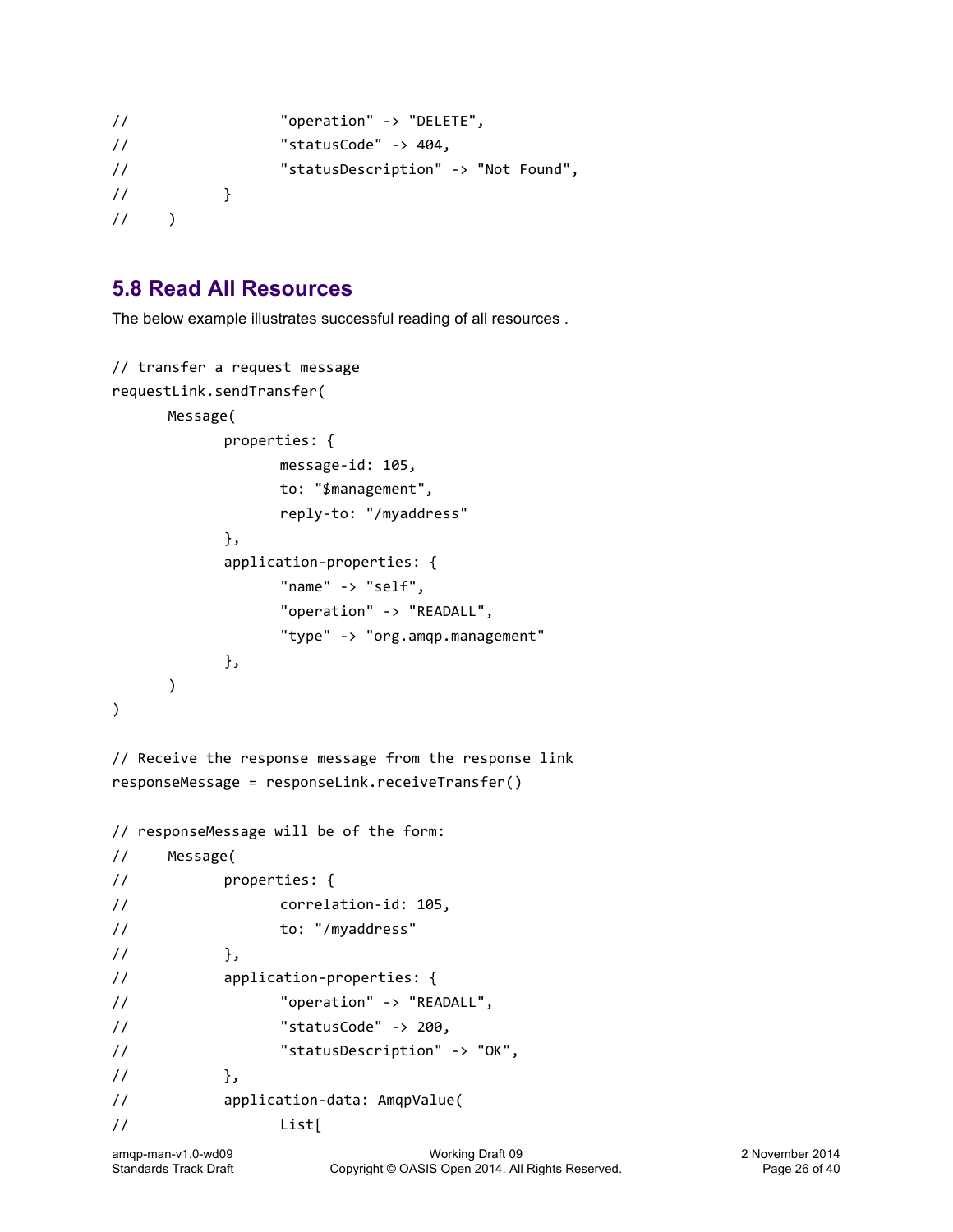```
//                  "operation" -> "DELETE",
//                  "statusCode" -> 404,
//                  "statusDescription" -> "Not Found",
//            }
//    )
```

## 5.8 Read All Resources

The below example illustrates successful reading of all resources .

```
// transfer a request message
requestLink.sendTransfer(
      Message(
            properties: {
                  message-id: 105,
                  to: "$management",
                  reply-to: "/myaddress"
            },
            application-properties: {
                  "name" -> "self",
                  "operation" -> "READALL",
                  "type" -> "org.amqp.management"
            },
      )
)

// Receive the response message from the response link
responseMessage = responseLink.receiveTransfer()

// responseMessage will be of the form:
//    Message(
//          properties: {
//                correlation-id: 105,
//                to: "/myaddress"
//          },
//          application-properties: {
//                "operation" -> "READALL",
//                "statusCode" -> 200,
//                "statusDescription" -> "OK",
//          },
//          application-data: AmqpValue(
//                List[
```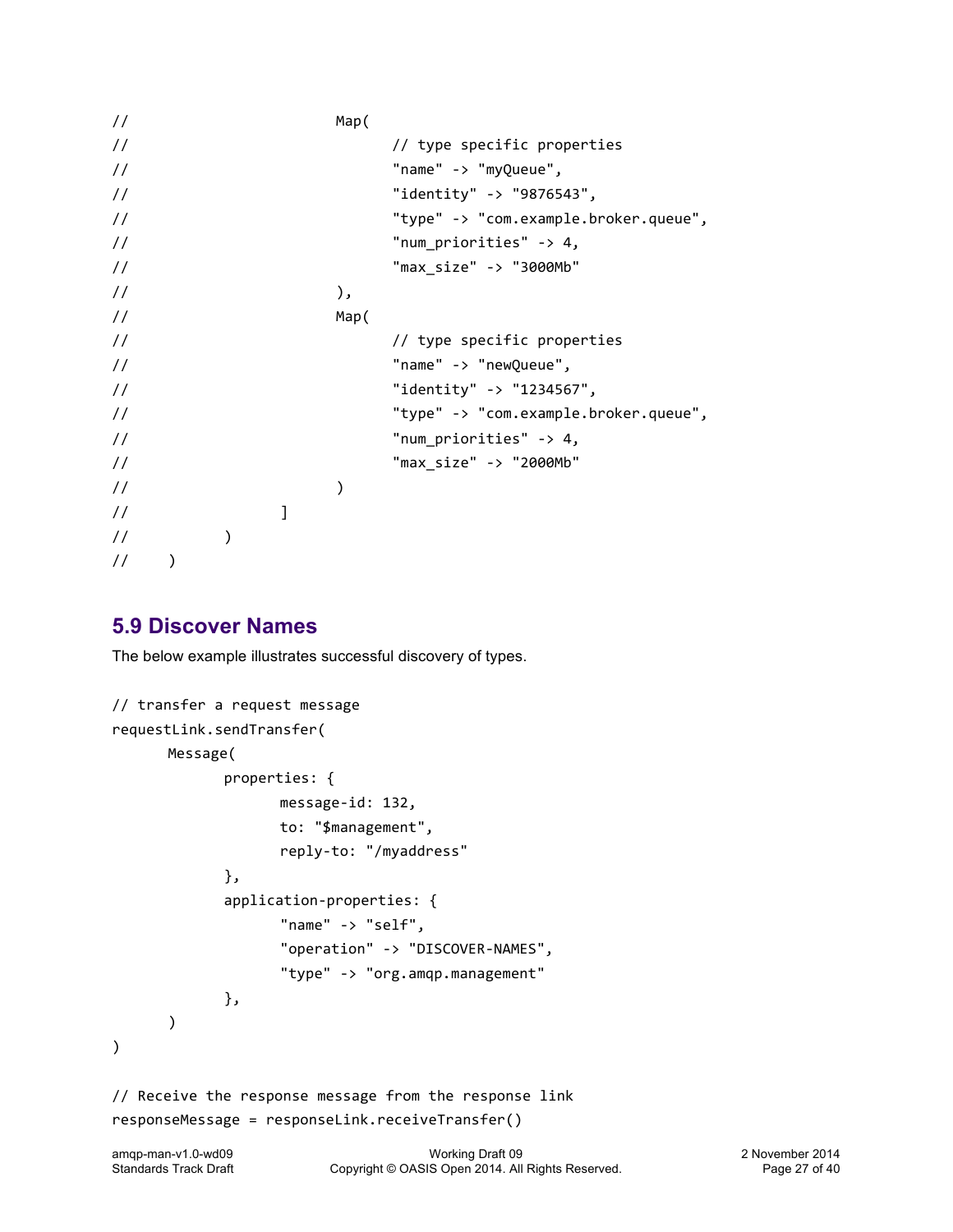```
//                      Map(
//                            // type specific properties
//                            "name" -> "myQueue",
//                            "identity" -> "9876543",
//                            "type" -> "com.example.broker.queue",
//                            "num_priorities" -> 4,
//                            "max_size" -> "3000Mb"
//                      ),
//                      Map(
//                            // type specific properties
//                            "name" -> "newQueue",
//                            "identity" -> "1234567",
//                            "type" -> "com.example.broker.queue",
//                            "num_priorities" -> 4,
//                            "max_size" -> "2000Mb"
//                      )
//                ]
//          )
//    )
```

## 5.9 Discover Names

The below example illustrates successful discovery of types.

```
// transfer a request message
requestLink.sendTransfer(
      Message(
            properties: {
                  message-id: 132,
                  to: "$management",
                  reply-to: "/myaddress"
            },
            application-properties: {
                  "name" -> "self",
                  "operation" -> "DISCOVER-NAMES",
                  "type" -> "org.amqp.management"
            },
      )
)

// Receive the response message from the response link
responseMessage = responseLink.receiveTransfer()
```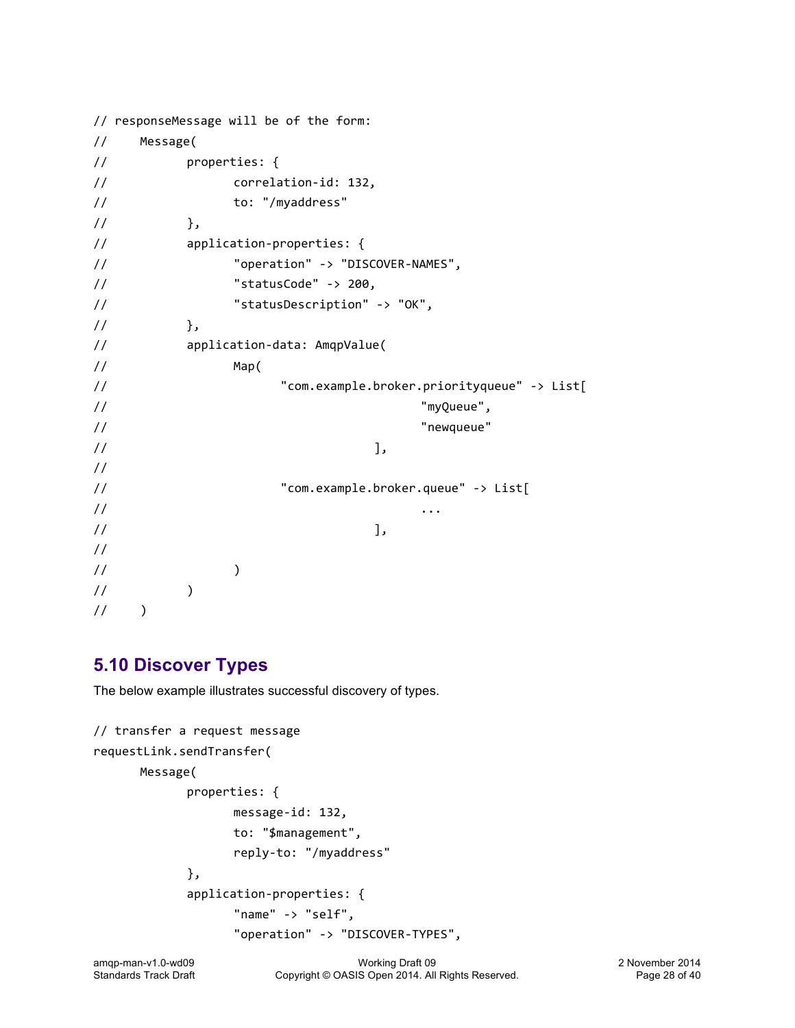```
// responseMessage will be of the form:
//     Message(
//           properties: {
//                 correlation-id: 132,
//                 to: "/myaddress"
//           },
//           application-properties: {
//                 "operation" -> "DISCOVER-NAMES",
//                 "statusCode" -> 200,
//                 "statusDescription" -> "OK",
//           },
//           application-data: AmqpValue(
//                 Map(
//                       "com.example.broker.priorityqueue" -> List[
//                                         "myQueue",
//                                         "newqueue"
//                                   ],
//
//                       "com.example.broker.queue" -> List[
//                                         ...
//                                   ],
//
//                 )
//           )
//     )
```

## 5.10 Discover Types

The below example illustrates successful discovery of types.

```
// transfer a request message
requestLink.sendTransfer(
      Message(
            properties: {
                  message-id: 132,
                  to: "$management",
                  reply-to: "/myaddress"
            },
            application-properties: {
                  "name" -> "self",
                  "operation" -> "DISCOVER-TYPES",
```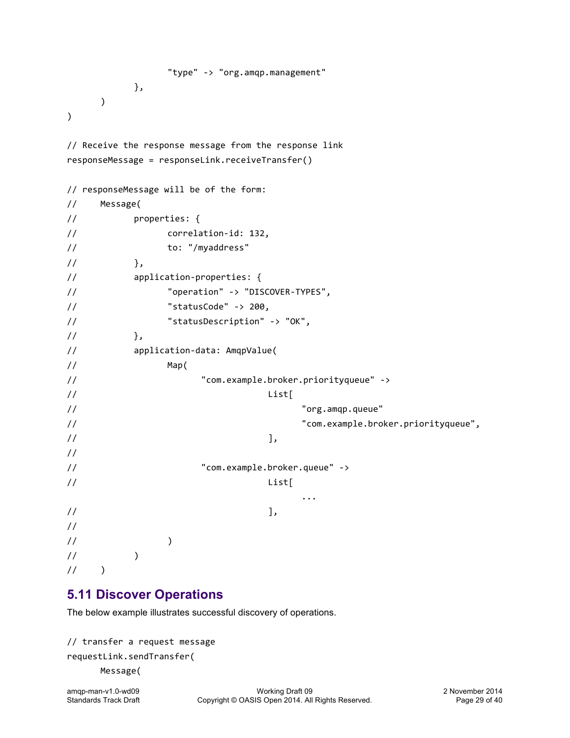```
                    "type" -> "org.amqp.management"
            },
      )
)

// Receive the response message from the response link
responseMessage = responseLink.receiveTransfer()

// responseMessage will be of the form:
//     Message(
//           properties: {
//                 correlation-id: 132,
//                 to: "/myaddress"
//           },
//           application-properties: {
//                 "operation" -> "DISCOVER-TYPES",
//                 "statusCode" -> 200,
//                 "statusDescription" -> "OK",
//           },
//           application-data: AmqpValue(
//                 Map(
//                       "com.example.broker.priorityqueue" ->
//                                   List[
//                                         "org.amqp.queue"
//                                         "com.example.broker.priorityqueue",
//                                   ],
//
//                       "com.example.broker.queue" ->
//                                   List[
                                          ...
//                                   ],
//
//                 )
//           )
//     )
```

## 5.11 Discover Operations

The below example illustrates successful discovery of operations.

```
// transfer a request message
requestLink.sendTransfer(
      Message(
```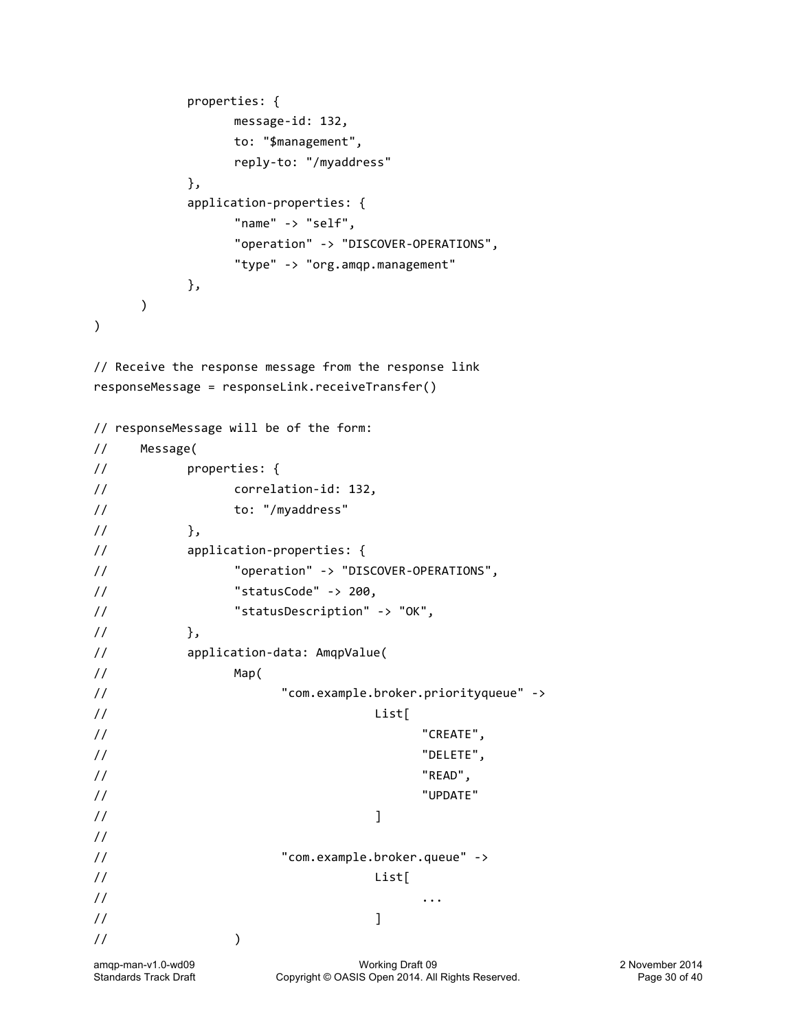```
            properties: {
                  message-id: 132,
                  to: "$management",
                  reply-to: "/myaddress"
            },
            application-properties: {
                  "name" -> "self",
                  "operation" -> "DISCOVER-OPERATIONS",
                  "type" -> "org.amqp.management"
            },
      )
)

// Receive the response message from the response link
responseMessage = responseLink.receiveTransfer()

// responseMessage will be of the form:
//     Message(
//           properties: {
//                 correlation-id: 132,
//                 to: "/myaddress"
//           },
//           application-properties: {
//                 "operation" -> "DISCOVER-OPERATIONS",
//                 "statusCode" -> 200,
//                 "statusDescription" -> "OK",
//           },
//           application-data: AmqpValue(
//                 Map(
//                       "com.example.broker.priorityqueue" ->
//                                   List[
//                                         "CREATE",
//                                         "DELETE",
//                                         "READ",
//                                         "UPDATE"
//                                   ]
//
//                       "com.example.broker.queue" ->
//                                   List[
//                                         ...
//                                   ]
//                 )
```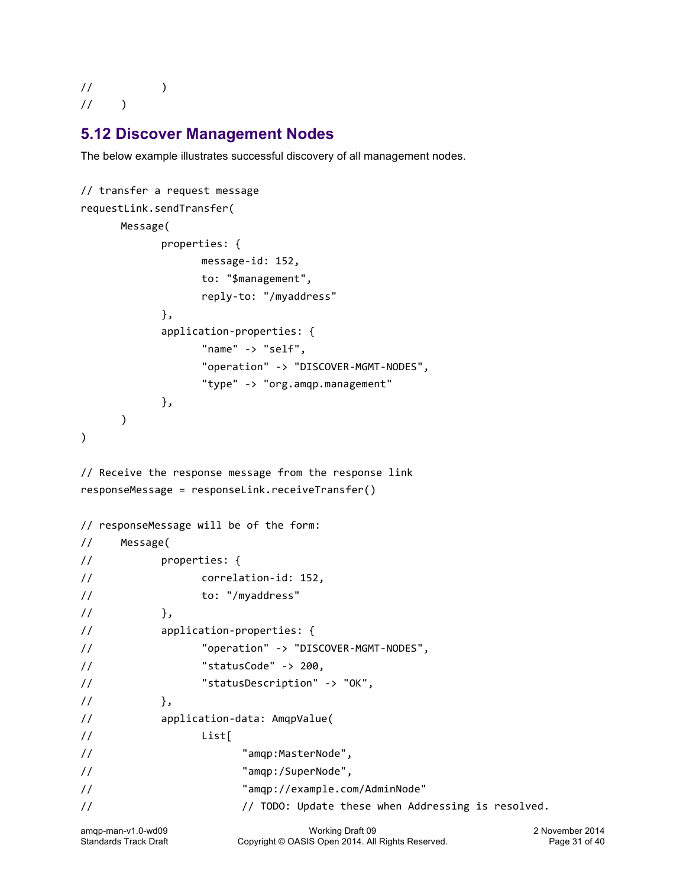```
//          )
//    )
```

## 5.12 Discover Management Nodes

The below example illustrates successful discovery of all management nodes.

```
// transfer a request message
requestLink.sendTransfer(
      Message(
            properties: {
                  message-id: 152,
                  to: "$management",
                  reply-to: "/myaddress"
            },
            application-properties: {
                  "name" -> "self",
                  "operation" -> "DISCOVER-MGMT-NODES",
                  "type" -> "org.amqp.management"
            },
      )
)

// Receive the response message from the response link
responseMessage = responseLink.receiveTransfer()

// responseMessage will be of the form:
//    Message(
//          properties: {
//                correlation-id: 152,
//                to: "/myaddress"
//          },
//          application-properties: {
//                "operation" -> "DISCOVER-MGMT-NODES",
//                "statusCode" -> 200,
//                "statusDescription" -> "OK",
//          },
//          application-data: AmqpValue(
//                List[
//                      "amqp:MasterNode",
//                      "amqp:/SuperNode",
//                      "amqp://example.com/AdminNode"
//                      // TODO: Update these when Addressing is resolved.
```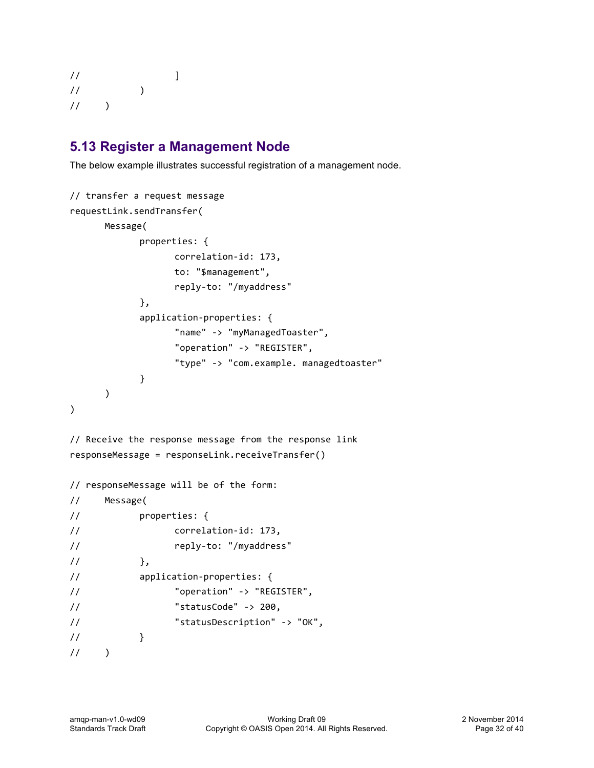```
//                  ]
//          )
//    )
```

## 5.13 Register a Management Node

The below example illustrates successful registration of a management node.

```
// transfer a request message
requestLink.sendTransfer(
      Message(
            properties: {
                  correlation-id: 173,
                  to: "$management",
                  reply-to: "/myaddress"
            },
            application-properties: {
                  "name" -> "myManagedToaster",
                  "operation" -> "REGISTER",
                  "type" -> "com.example. managedtoaster"
            }
      )
)

// Receive the response message from the response link
responseMessage = responseLink.receiveTransfer()

// responseMessage will be of the form:
//    Message(
//          properties: {
//                correlation-id: 173,
//                reply-to: "/myaddress"
//          },
//          application-properties: {
//                "operation" -> "REGISTER",
//                "statusCode" -> 200,
//                "statusDescription" -> "OK",
//          }
//    )
```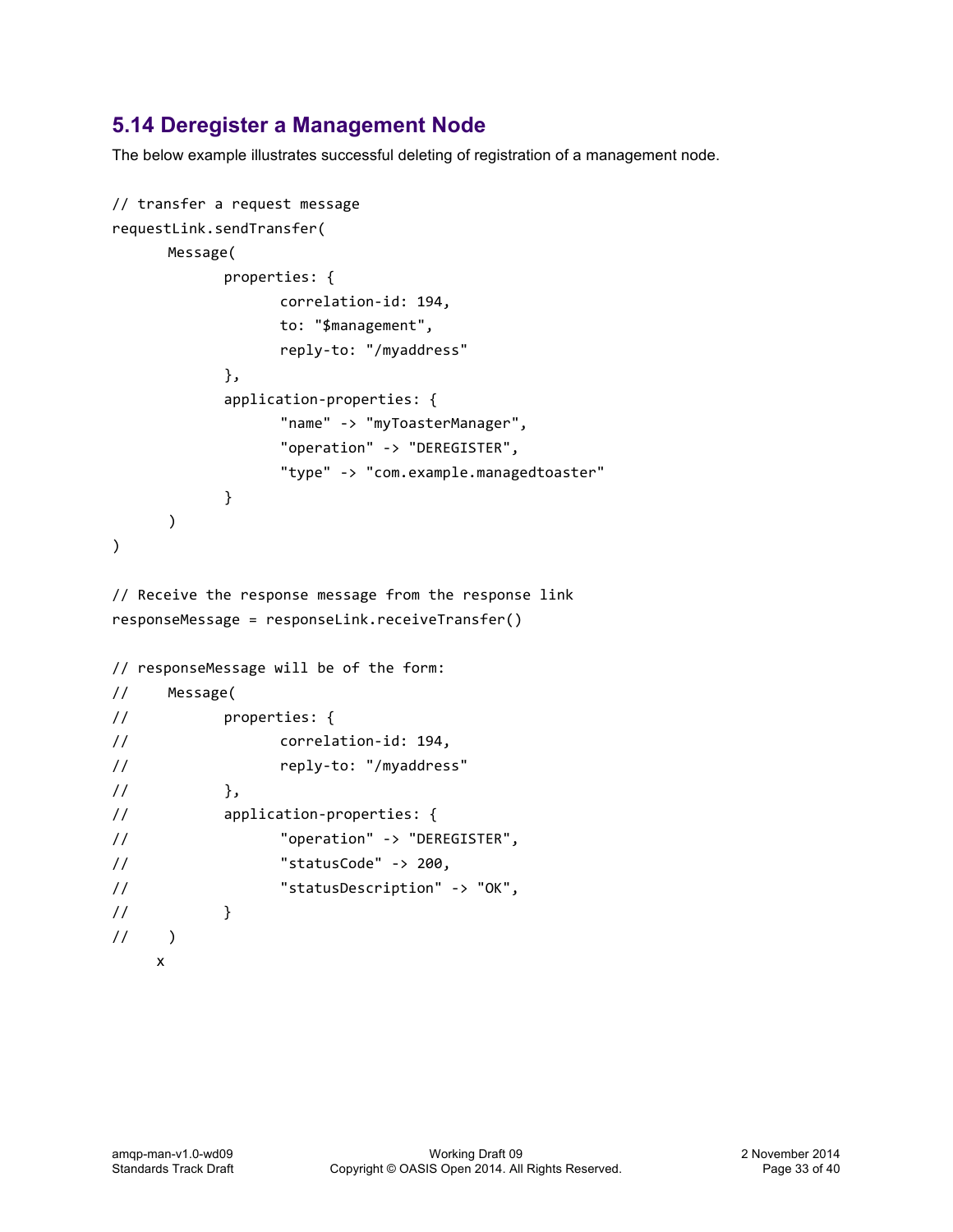## 5.14 Deregister a Management Node

The below example illustrates successful deleting of registration of a management node.

```
// transfer a request message
requestLink.sendTransfer(
      Message(
            properties: {
                  correlation-id: 194,
                  to: "$management",
                  reply-to: "/myaddress"
            },
            application-properties: {
                  "name" -> "myToasterManager",
                  "operation" -> "DEREGISTER",
                  "type" -> "com.example.managedtoaster"
            }
      )
)

// Receive the response message from the response link
responseMessage = responseLink.receiveTransfer()

// responseMessage will be of the form:
//    Message(
//          properties: {
//                correlation-id: 194,
//                reply-to: "/myaddress"
//          },
//          application-properties: {
//                "operation" -> "DEREGISTER",
//                "statusCode" -> 200,
//                "statusDescription" -> "OK",
//          }
//    )
```

x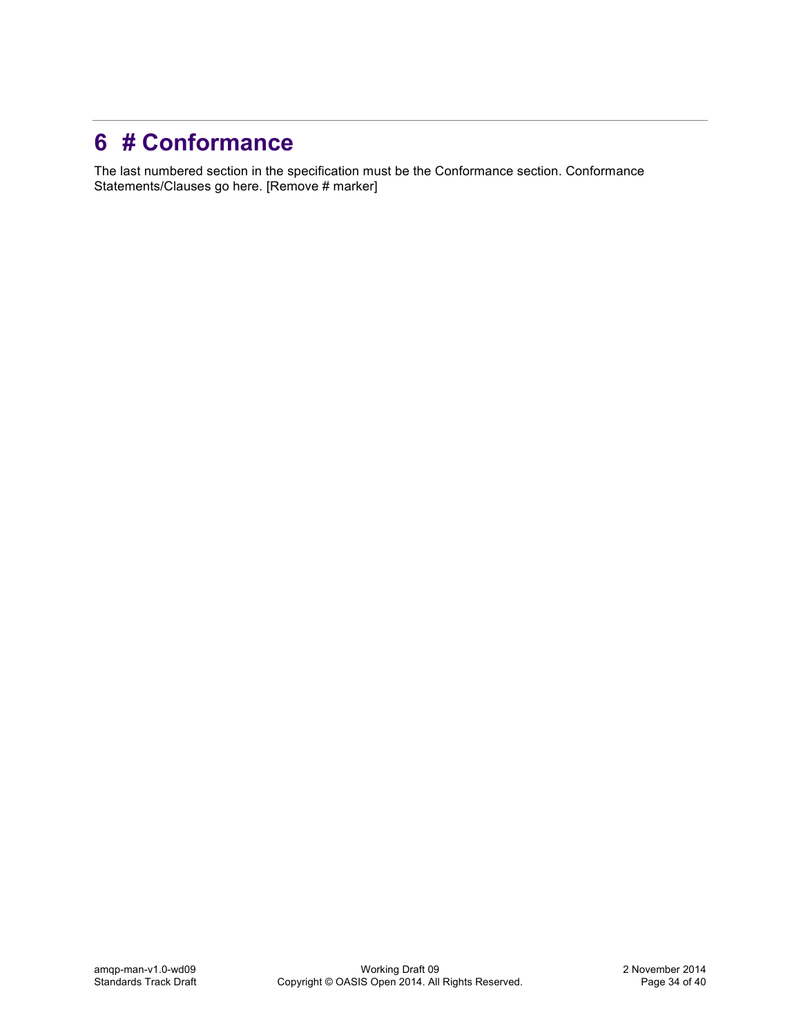# 6 # Conformance

The last numbered section in the specification must be the Conformance section. Conformance Statements/Clauses go here. [Remove # marker]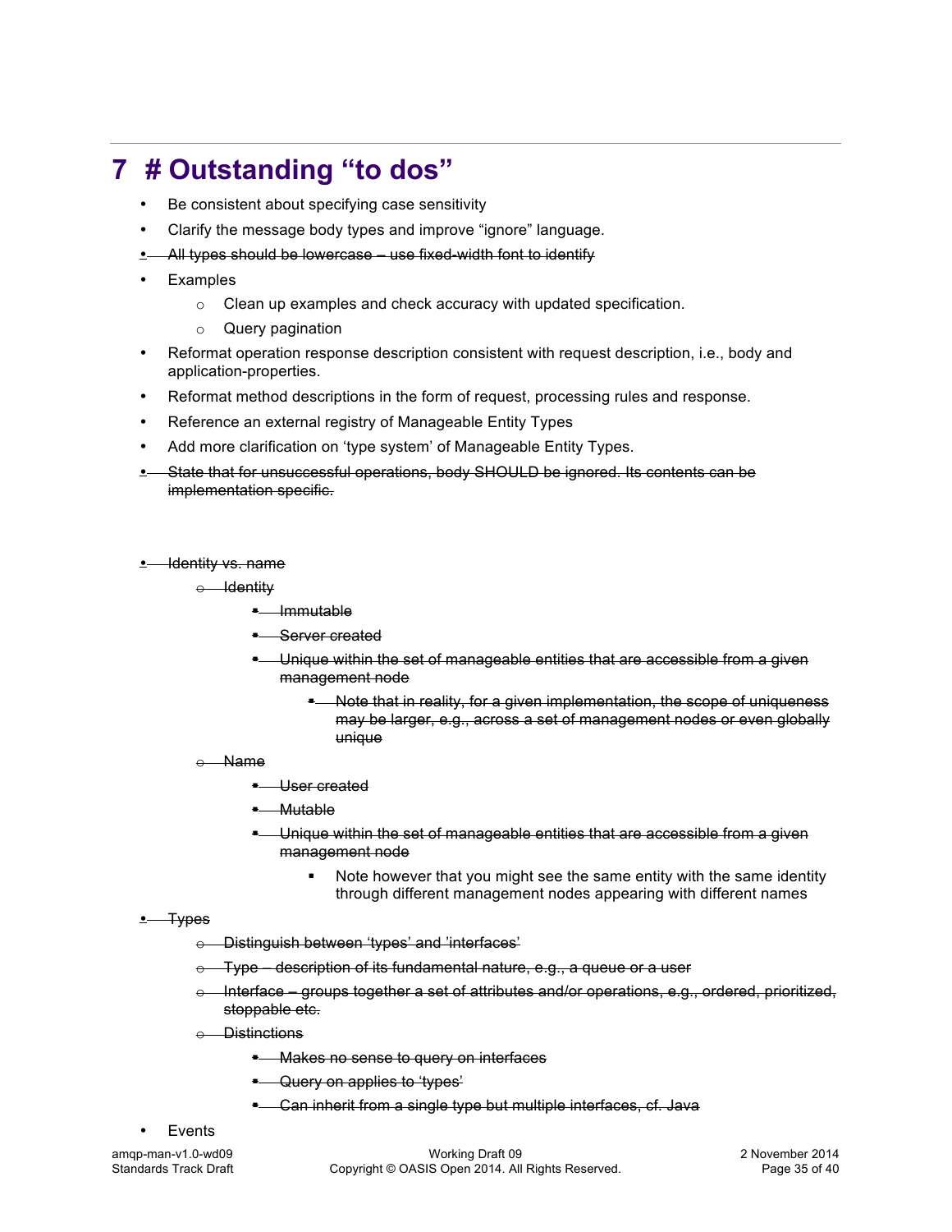# 7 # Outstanding "to dos"

- Be consistent about specifying case sensitivity
- Clarify the message body types and improve "ignore" language.
- ~~All types should be lowercase – use fixed-width font to identify~~
- Examples
  - Clean up examples and check accuracy with updated specification.
  - Query pagination
- Reformat operation response description consistent with request description, i.e., body and application-properties.
- Reformat method descriptions in the form of request, processing rules and response.
- Reference an external registry of Manageable Entity Types
- Add more clarification on 'type system' of Manageable Entity Types.
- ~~State that for unsuccessful operations, body SHOULD be ignored. Its contents can be implementation specific.~~

- ~~Identity vs. name~~
  - ~~Identity~~
    - ~~Immutable~~
    - ~~Server created~~
    - ~~Unique within the set of manageable entities that are accessible from a given management node~~
      - ~~Note that in reality, for a given implementation, the scope of uniqueness may be larger, e.g., across a set of management nodes or even globally unique~~
  - ~~Name~~
    - ~~User created~~
    - ~~Mutable~~
    - ~~Unique within the set of manageable entities that are accessible from a given management node~~
      - Note however that you might see the same entity with the same identity through different management nodes appearing with different names
- ~~Types~~
  - ~~Distinguish between 'types' and 'interfaces'~~
  - ~~Type – description of its fundamental nature, e.g., a queue or a user~~
  - ~~Interface – groups together a set of attributes and/or operations, e.g., ordered, prioritized, stoppable etc.~~
  - ~~Distinctions~~
    - ~~Makes no sense to query on interfaces~~
    - ~~Query on applies to 'types'~~
    - ~~Can inherit from a single type but multiple interfaces, cf. Java~~
- Events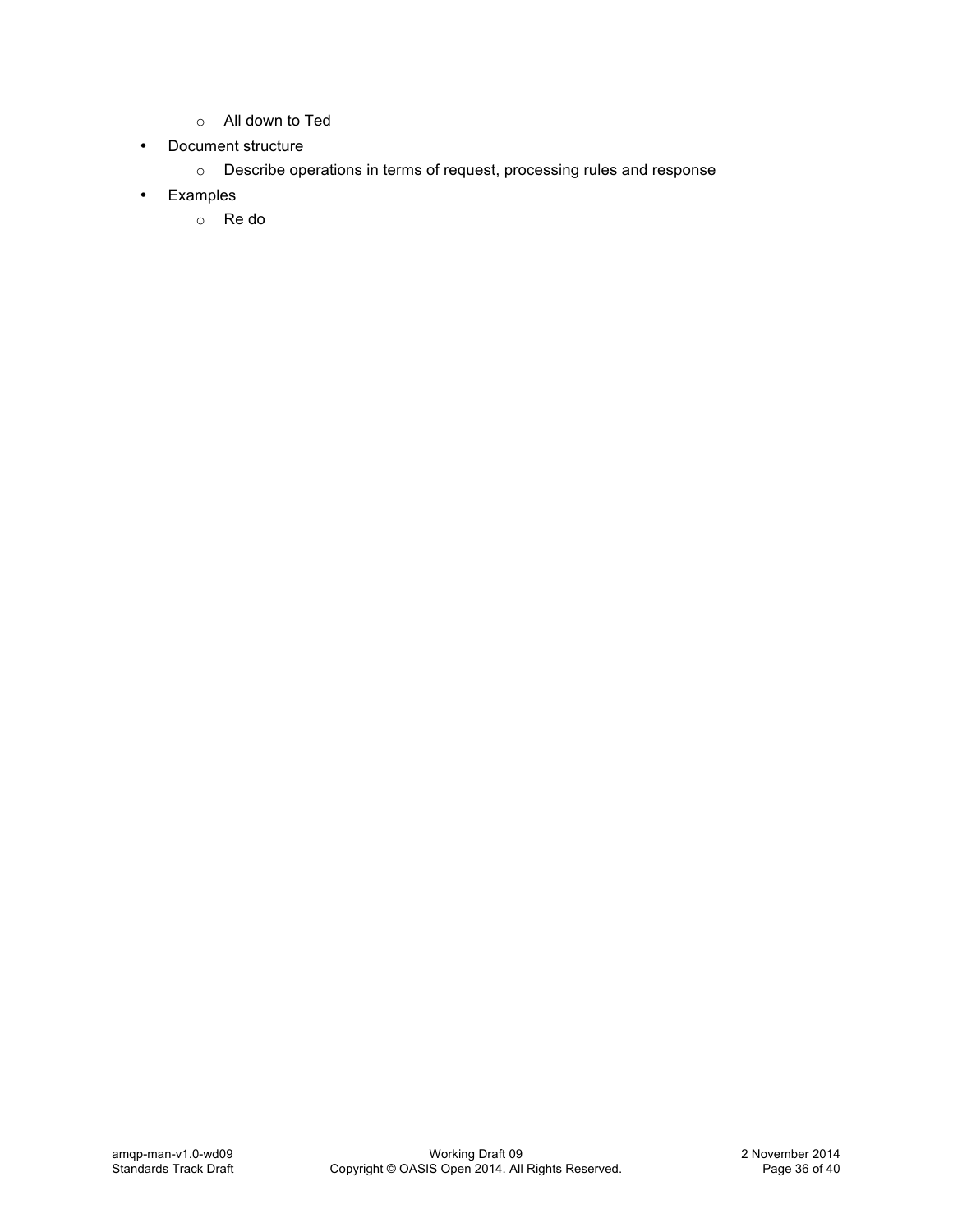- All down to Ted
- Document structure
  - Describe operations in terms of request, processing rules and response
- Examples
  - Re do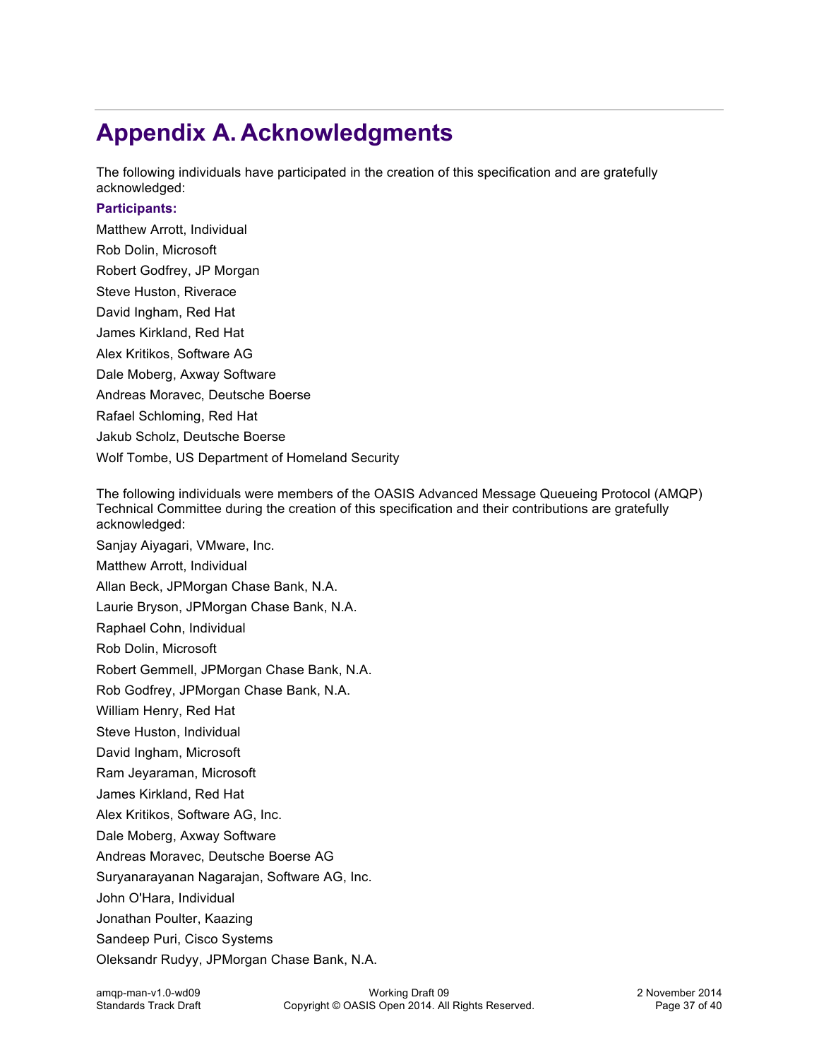# Appendix A. Acknowledgments

The following individuals have participated in the creation of this specification and are gratefully acknowledged:

**Participants:**

Matthew Arrott, Individual

Rob Dolin, Microsoft

Robert Godfrey, JP Morgan

Steve Huston, Riverace

David Ingham, Red Hat

James Kirkland, Red Hat

Alex Kritikos, Software AG

Dale Moberg, Axway Software

Andreas Moravec, Deutsche Boerse

Rafael Schloming, Red Hat

Jakub Scholz, Deutsche Boerse

Wolf Tombe, US Department of Homeland Security

The following individuals were members of the OASIS Advanced Message Queueing Protocol (AMQP) Technical Committee during the creation of this specification and their contributions are gratefully acknowledged:

Sanjay Aiyagari, VMware, Inc.

Matthew Arrott, Individual

Allan Beck, JPMorgan Chase Bank, N.A.

Laurie Bryson, JPMorgan Chase Bank, N.A.

Raphael Cohn, Individual

Rob Dolin, Microsoft

Robert Gemmell, JPMorgan Chase Bank, N.A.

Rob Godfrey, JPMorgan Chase Bank, N.A.

William Henry, Red Hat

Steve Huston, Individual

David Ingham, Microsoft

Ram Jeyaraman, Microsoft

James Kirkland, Red Hat

Alex Kritikos, Software AG, Inc.

Dale Moberg, Axway Software

Andreas Moravec, Deutsche Boerse AG

Suryanarayanan Nagarajan, Software AG, Inc.

John O'Hara, Individual

Jonathan Poulter, Kaazing

Sandeep Puri, Cisco Systems

Oleksandr Rudyy, JPMorgan Chase Bank, N.A.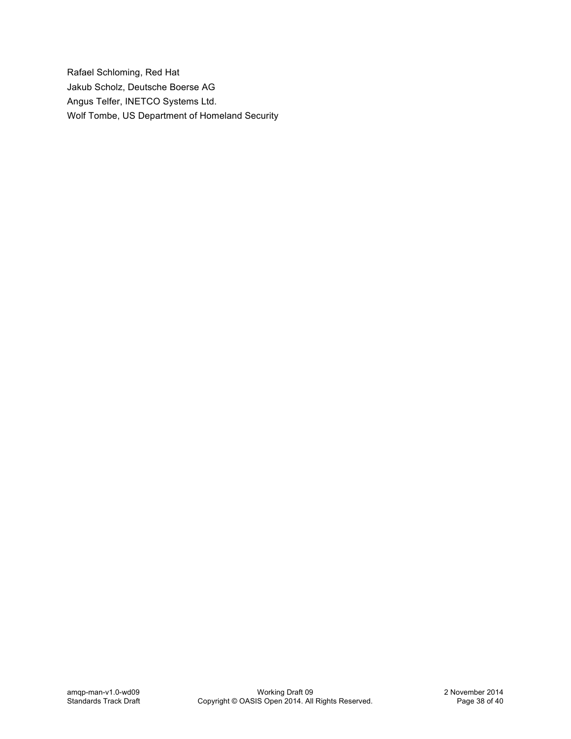Rafael Schloming, Red Hat
Jakub Scholz, Deutsche Boerse AG
Angus Telfer, INETCO Systems Ltd.
Wolf Tombe, US Department of Homeland Security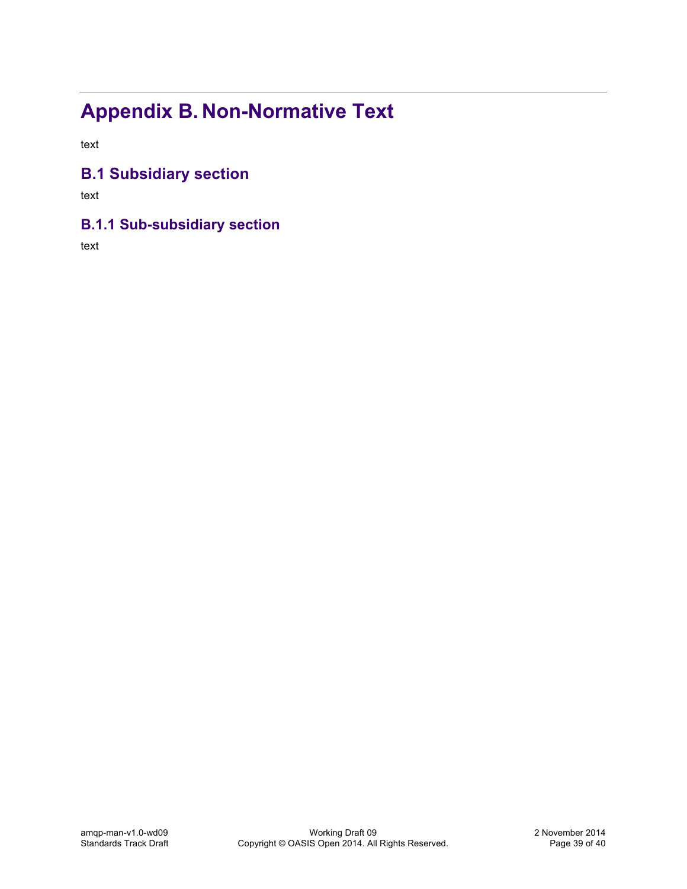# Appendix B. Non-Normative Text

text

## B.1 Subsidiary section

text

### B.1.1 Sub-subsidiary section

text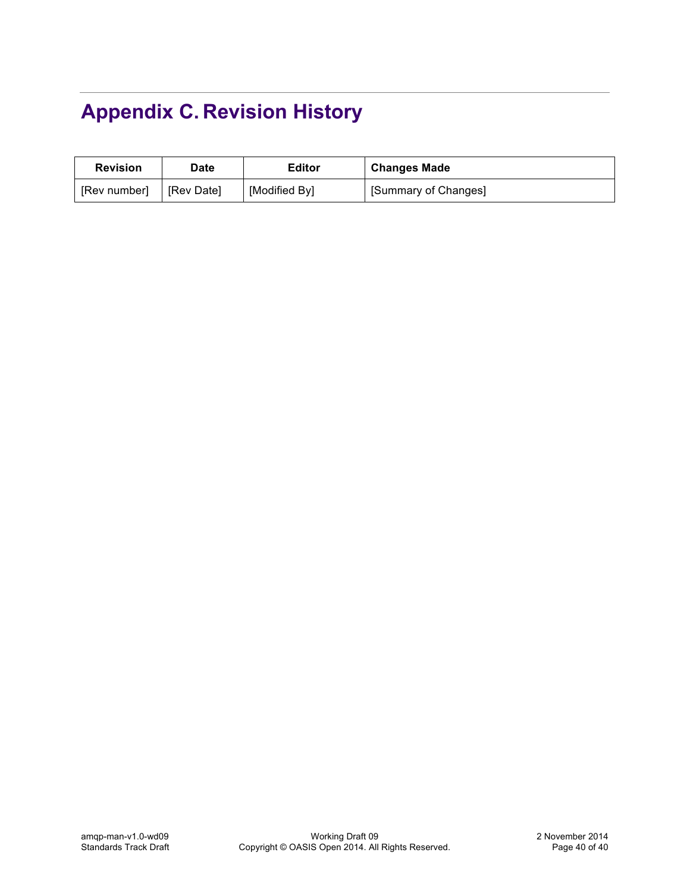# Appendix C. Revision History

| Revision | Date | Editor | Changes Made |
| --- | --- | --- | --- |
| [Rev number] | [Rev Date] | [Modified By] | [Summary of Changes] |